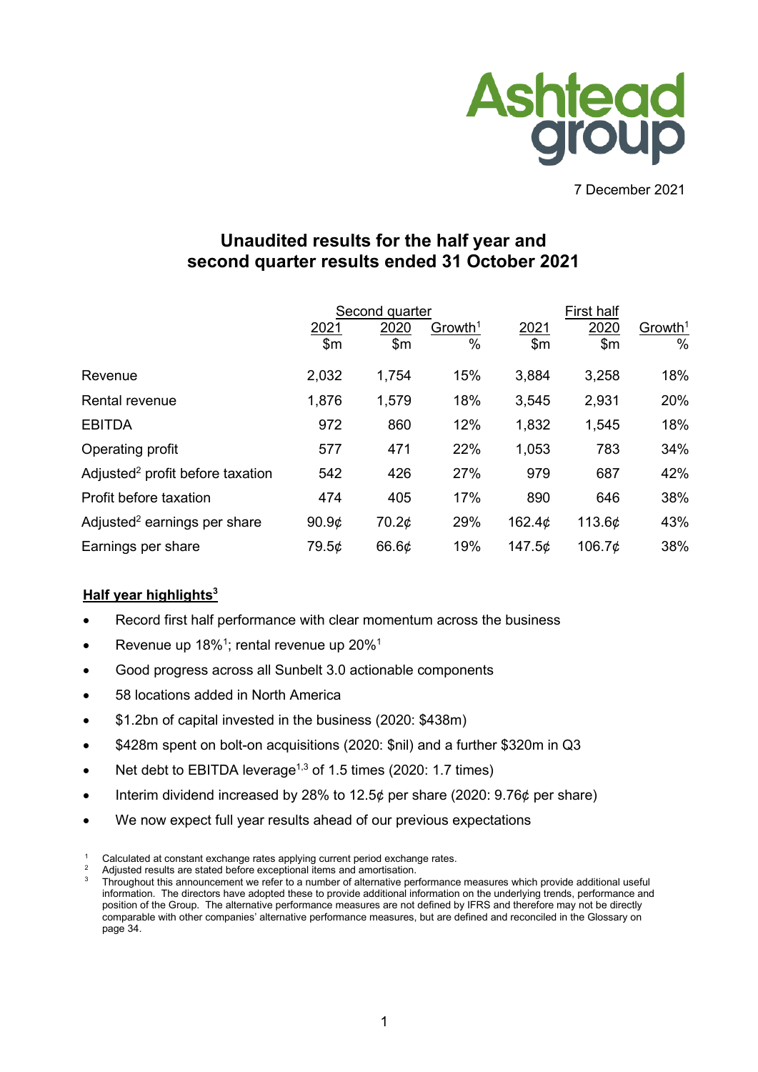Ashtead group

7 December 2021

# Unaudited results for the half year and second quarter results ended 31 October 2021

| | Second quarter | | | First half | | |
|---|---|---|---|---|---|---|
| | 2021 $m | 2020 $m | Growth[1] % | 2021 $m | 2020 $m | Growth[1] % |
| Revenue | 2,032 | 1,754 | 15% | 3,884 | 3,258 | 18% |
| Rental revenue | 1,876 | 1,579 | 18% | 3,545 | 2,931 | 20% |
| EBITDA | 972 | 860 | 12% | 1,832 | 1,545 | 18% |
| Operating profit | 577 | 471 | 22% | 1,053 | 783 | 34% |
| Adjusted[2] profit before taxation | 542 | 426 | 27% | 979 | 687 | 42% |
| Profit before taxation | 474 | 405 | 17% | 890 | 646 | 38% |
| Adjusted[2] earnings per share | 90.9¢ | 70.2¢ | 29% | 162.4¢ | 113.6¢ | 43% |
| Earnings per share | 79.5¢ | 66.6¢ | 19% | 147.5¢ | 106.7¢ | 38% |

**Half year highlights[3]**

- Record first half performance with clear momentum across the business
- Revenue up 18%[1]; rental revenue up 20%[1]
- Good progress across all Sunbelt 3.0 actionable components
- 58 locations added in North America
- $1.2bn of capital invested in the business (2020: $438m)
- $428m spent on bolt-on acquisitions (2020: $nil) and a further $320m in Q3
- Net debt to EBITDA leverage[1,3] of 1.5 times (2020: 1.7 times)
- Interim dividend increased by 28% to 12.5¢ per share (2020: 9.76¢ per share)
- We now expect full year results ahead of our previous expectations

[1] Calculated at constant exchange rates applying current period exchange rates.
[2] Adjusted results are stated before exceptional items and amortisation.
[3] Throughout this announcement we refer to a number of alternative performance measures which provide additional useful information. The directors have adopted these to provide additional information on the underlying trends, performance and position of the Group. The alternative performance measures are not defined by IFRS and therefore may not be directly comparable with other companies' alternative performance measures, but are defined and reconciled in the Glossary on page 34.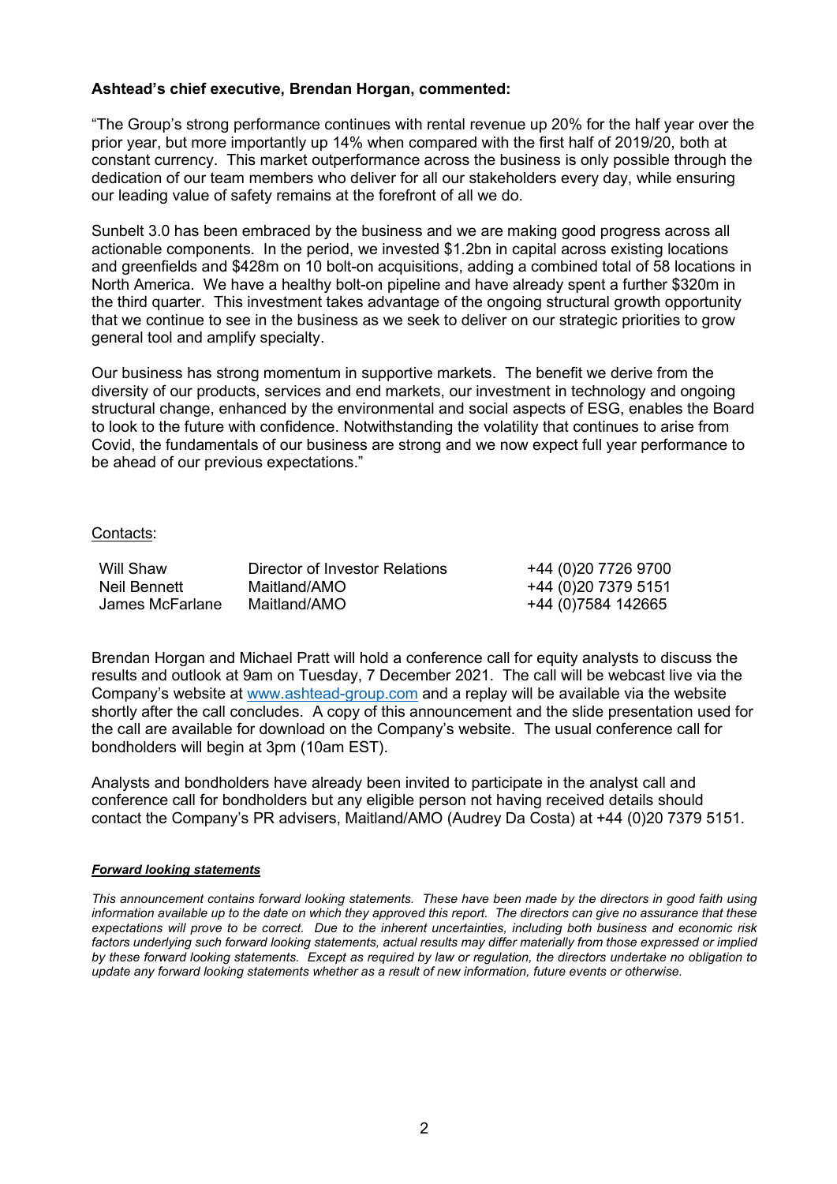**Ashtead's chief executive, Brendan Horgan, commented:**

"The Group's strong performance continues with rental revenue up 20% for the half year over the prior year, but more importantly up 14% when compared with the first half of 2019/20, both at constant currency. This market outperformance across the business is only possible through the dedication of our team members who deliver for all our stakeholders every day, while ensuring our leading value of safety remains at the forefront of all we do.

Sunbelt 3.0 has been embraced by the business and we are making good progress across all actionable components. In the period, we invested $1.2bn in capital across existing locations and greenfields and $428m on 10 bolt-on acquisitions, adding a combined total of 58 locations in North America. We have a healthy bolt-on pipeline and have already spent a further $320m in the third quarter. This investment takes advantage of the ongoing structural growth opportunity that we continue to see in the business as we seek to deliver on our strategic priorities to grow general tool and amplify specialty.

Our business has strong momentum in supportive markets. The benefit we derive from the diversity of our products, services and end markets, our investment in technology and ongoing structural change, enhanced by the environmental and social aspects of ESG, enables the Board to look to the future with confidence. Notwithstanding the volatility that continues to arise from Covid, the fundamentals of our business are strong and we now expect full year performance to be ahead of our previous expectations."

Contacts:

| | | |
|---|---|---|
| Will Shaw | Director of Investor Relations | +44 (0)20 7726 9700 |
| Neil Bennett | Maitland/AMO | +44 (0)20 7379 5151 |
| James McFarlane | Maitland/AMO | +44 (0)7584 142665 |

Brendan Horgan and Michael Pratt will hold a conference call for equity analysts to discuss the results and outlook at 9am on Tuesday, 7 December 2021. The call will be webcast live via the Company's website at www.ashtead-group.com and a replay will be available via the website shortly after the call concludes. A copy of this announcement and the slide presentation used for the call are available for download on the Company's website. The usual conference call for bondholders will begin at 3pm (10am EST).

Analysts and bondholders have already been invited to participate in the analyst call and conference call for bondholders but any eligible person not having received details should contact the Company's PR advisers, Maitland/AMO (Audrey Da Costa) at +44 (0)20 7379 5151.

***Forward looking statements***

*This announcement contains forward looking statements. These have been made by the directors in good faith using information available up to the date on which they approved this report. The directors can give no assurance that these expectations will prove to be correct. Due to the inherent uncertainties, including both business and economic risk factors underlying such forward looking statements, actual results may differ materially from those expressed or implied by these forward looking statements. Except as required by law or regulation, the directors undertake no obligation to update any forward looking statements whether as a result of new information, future events or otherwise.*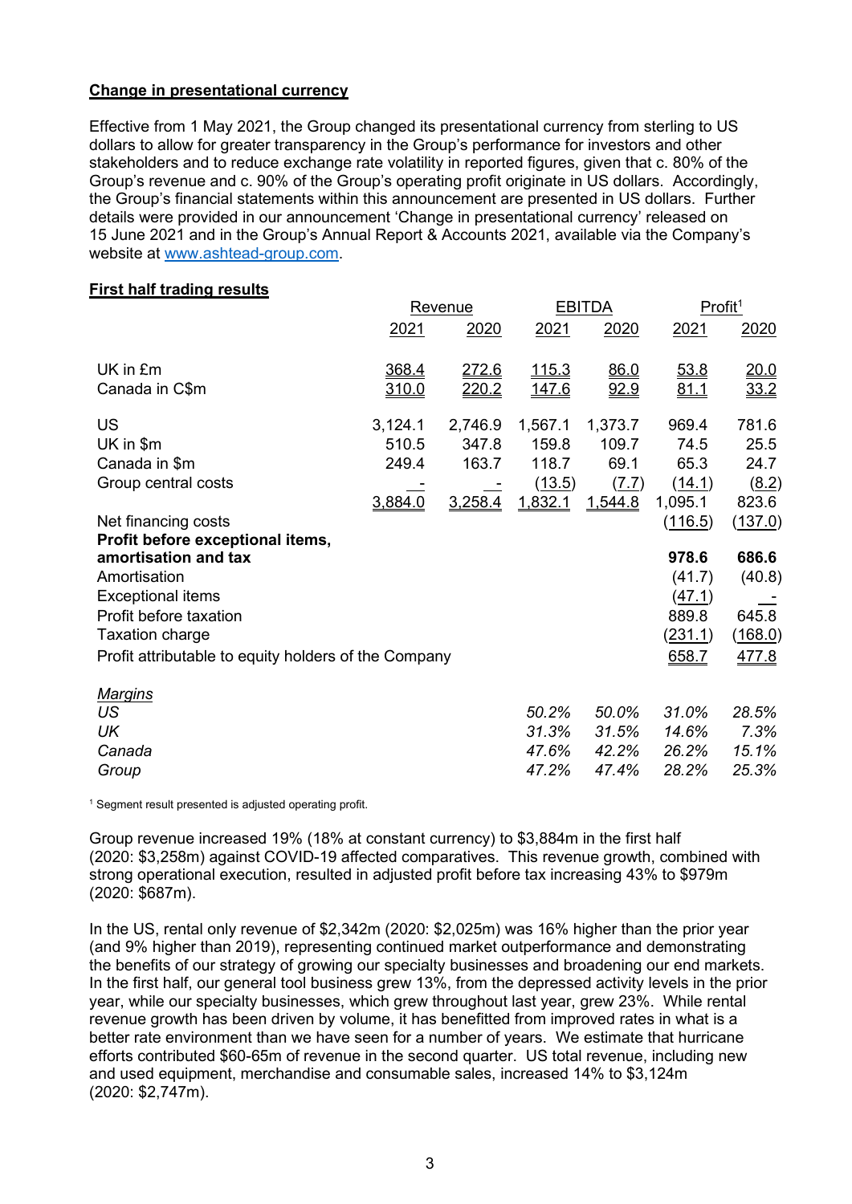**Change in presentational currency**

Effective from 1 May 2021, the Group changed its presentational currency from sterling to US dollars to allow for greater transparency in the Group's performance for investors and other stakeholders and to reduce exchange rate volatility in reported figures, given that c. 80% of the Group's revenue and c. 90% of the Group's operating profit originate in US dollars. Accordingly, the Group's financial statements within this announcement are presented in US dollars. Further details were provided in our announcement 'Change in presentational currency' released on 15 June 2021 and in the Group's Annual Report & Accounts 2021, available via the Company's website at www.ashtead-group.com.

**First half trading results**

| | Revenue | | EBITDA | | Profit[1] | |
|---|---|---|---|---|---|---|
| | 2021 | 2020 | 2021 | 2020 | 2021 | 2020 |
| UK in £m | 368.4 | 272.6 | 115.3 | 86.0 | 53.8 | 20.0 |
| Canada in C$m | 310.0 | 220.2 | 147.6 | 92.9 | 81.1 | 33.2 |
| US | 3,124.1 | 2,746.9 | 1,567.1 | 1,373.7 | 969.4 | 781.6 |
| UK in $m | 510.5 | 347.8 | 159.8 | 109.7 | 74.5 | 25.5 |
| Canada in $m | 249.4 | 163.7 | 118.7 | 69.1 | 65.3 | 24.7 |
| Group central costs | - | - | (13.5) | (7.7) | (14.1) | (8.2) |
| | 3,884.0 | 3,258.4 | 1,832.1 | 1,544.8 | 1,095.1 | 823.6 |
| Net financing costs | | | | | (116.5) | (137.0) |
| **Profit before exceptional items, amortisation and tax** | | | | | **978.6** | **686.6** |
| Amortisation | | | | | (41.7) | (40.8) |
| Exceptional items | | | | | (47.1) | - |
| Profit before taxation | | | | | 889.8 | 645.8 |
| Taxation charge | | | | | (231.1) | (168.0) |
| Profit attributable to equity holders of the Company | | | | | 658.7 | 477.8 |
| *Margins* | | | | | | |
| *US* | | | *50.2%* | *50.0%* | *31.0%* | *28.5%* |
| *UK* | | | *31.3%* | *31.5%* | *14.6%* | *7.3%* |
| *Canada* | | | *47.6%* | *42.2%* | *26.2%* | *15.1%* |
| *Group* | | | *47.2%* | *47.4%* | *28.2%* | *25.3%* |

[1] Segment result presented is adjusted operating profit.

Group revenue increased 19% (18% at constant currency) to $3,884m in the first half (2020: $3,258m) against COVID-19 affected comparatives. This revenue growth, combined with strong operational execution, resulted in adjusted profit before tax increasing 43% to $979m (2020: $687m).

In the US, rental only revenue of $2,342m (2020: $2,025m) was 16% higher than the prior year (and 9% higher than 2019), representing continued market outperformance and demonstrating the benefits of our strategy of growing our specialty businesses and broadening our end markets. In the first half, our general tool business grew 13%, from the depressed activity levels in the prior year, while our specialty businesses, which grew throughout last year, grew 23%. While rental revenue growth has been driven by volume, it has benefitted from improved rates in what is a better rate environment than we have seen for a number of years. We estimate that hurricane efforts contributed $60-65m of revenue in the second quarter. US total revenue, including new and used equipment, merchandise and consumable sales, increased 14% to $3,124m (2020: $2,747m).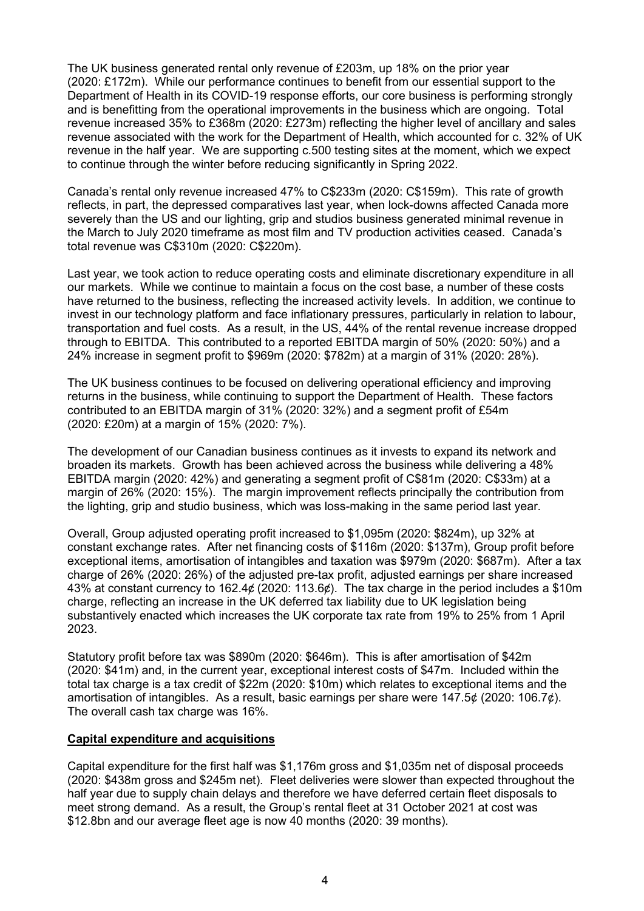The UK business generated rental only revenue of £203m, up 18% on the prior year (2020: £172m). While our performance continues to benefit from our essential support to the Department of Health in its COVID-19 response efforts, our core business is performing strongly and is benefitting from the operational improvements in the business which are ongoing. Total revenue increased 35% to £368m (2020: £273m) reflecting the higher level of ancillary and sales revenue associated with the work for the Department of Health, which accounted for c. 32% of UK revenue in the half year. We are supporting c.500 testing sites at the moment, which we expect to continue through the winter before reducing significantly in Spring 2022.

Canada's rental only revenue increased 47% to C$233m (2020: C$159m). This rate of growth reflects, in part, the depressed comparatives last year, when lock-downs affected Canada more severely than the US and our lighting, grip and studios business generated minimal revenue in the March to July 2020 timeframe as most film and TV production activities ceased. Canada's total revenue was C$310m (2020: C$220m).

Last year, we took action to reduce operating costs and eliminate discretionary expenditure in all our markets. While we continue to maintain a focus on the cost base, a number of these costs have returned to the business, reflecting the increased activity levels. In addition, we continue to invest in our technology platform and face inflationary pressures, particularly in relation to labour, transportation and fuel costs. As a result, in the US, 44% of the rental revenue increase dropped through to EBITDA. This contributed to a reported EBITDA margin of 50% (2020: 50%) and a 24% increase in segment profit to $969m (2020: $782m) at a margin of 31% (2020: 28%).

The UK business continues to be focused on delivering operational efficiency and improving returns in the business, while continuing to support the Department of Health. These factors contributed to an EBITDA margin of 31% (2020: 32%) and a segment profit of £54m (2020: £20m) at a margin of 15% (2020: 7%).

The development of our Canadian business continues as it invests to expand its network and broaden its markets. Growth has been achieved across the business while delivering a 48% EBITDA margin (2020: 42%) and generating a segment profit of C$81m (2020: C$33m) at a margin of 26% (2020: 15%). The margin improvement reflects principally the contribution from the lighting, grip and studio business, which was loss-making in the same period last year.

Overall, Group adjusted operating profit increased to $1,095m (2020: $824m), up 32% at constant exchange rates. After net financing costs of $116m (2020: $137m), Group profit before exceptional items, amortisation of intangibles and taxation was $979m (2020: $687m). After a tax charge of 26% (2020: 26%) of the adjusted pre-tax profit, adjusted earnings per share increased 43% at constant currency to 162.4¢ (2020: 113.6¢). The tax charge in the period includes a $10m charge, reflecting an increase in the UK deferred tax liability due to UK legislation being substantively enacted which increases the UK corporate tax rate from 19% to 25% from 1 April 2023.

Statutory profit before tax was $890m (2020: $646m). This is after amortisation of $42m (2020: $41m) and, in the current year, exceptional interest costs of $47m. Included within the total tax charge is a tax credit of $22m (2020: $10m) which relates to exceptional items and the amortisation of intangibles. As a result, basic earnings per share were 147.5¢ (2020: 106.7¢). The overall cash tax charge was 16%.

## Capital expenditure and acquisitions

Capital expenditure for the first half was $1,176m gross and $1,035m net of disposal proceeds (2020: $438m gross and $245m net). Fleet deliveries were slower than expected throughout the half year due to supply chain delays and therefore we have deferred certain fleet disposals to meet strong demand. As a result, the Group's rental fleet at 31 October 2021 at cost was $12.8bn and our average fleet age is now 40 months (2020: 39 months).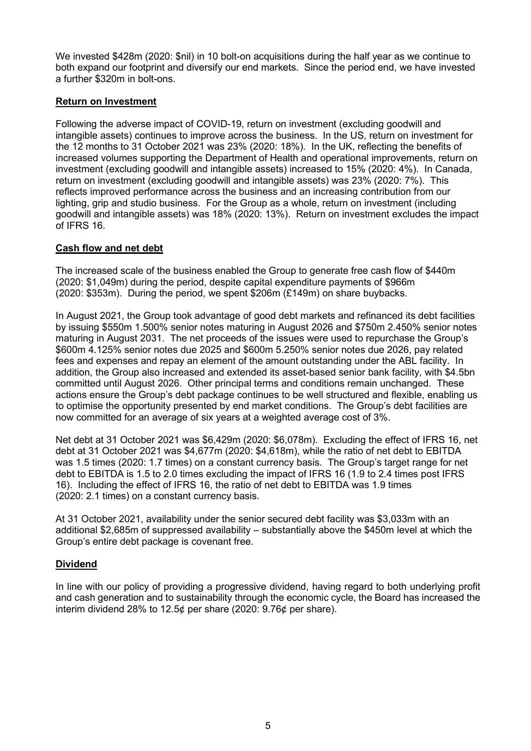We invested $428m (2020: $nil) in 10 bolt-on acquisitions during the half year as we continue to both expand our footprint and diversify our end markets. Since the period end, we have invested a further $320m in bolt-ons.

## Return on Investment

Following the adverse impact of COVID-19, return on investment (excluding goodwill and intangible assets) continues to improve across the business. In the US, return on investment for the 12 months to 31 October 2021 was 23% (2020: 18%). In the UK, reflecting the benefits of increased volumes supporting the Department of Health and operational improvements, return on investment (excluding goodwill and intangible assets) increased to 15% (2020: 4%). In Canada, return on investment (excluding goodwill and intangible assets) was 23% (2020: 7%). This reflects improved performance across the business and an increasing contribution from our lighting, grip and studio business. For the Group as a whole, return on investment (including goodwill and intangible assets) was 18% (2020: 13%). Return on investment excludes the impact of IFRS 16.

## Cash flow and net debt

The increased scale of the business enabled the Group to generate free cash flow of $440m (2020: $1,049m) during the period, despite capital expenditure payments of $966m (2020: $353m). During the period, we spent $206m (£149m) on share buybacks.

In August 2021, the Group took advantage of good debt markets and refinanced its debt facilities by issuing $550m 1.500% senior notes maturing in August 2026 and $750m 2.450% senior notes maturing in August 2031. The net proceeds of the issues were used to repurchase the Group's $600m 4.125% senior notes due 2025 and $600m 5.250% senior notes due 2026, pay related fees and expenses and repay an element of the amount outstanding under the ABL facility. In addition, the Group also increased and extended its asset-based senior bank facility, with $4.5bn committed until August 2026. Other principal terms and conditions remain unchanged. These actions ensure the Group's debt package continues to be well structured and flexible, enabling us to optimise the opportunity presented by end market conditions. The Group's debt facilities are now committed for an average of six years at a weighted average cost of 3%.

Net debt at 31 October 2021 was $6,429m (2020: $6,078m). Excluding the effect of IFRS 16, net debt at 31 October 2021 was $4,677m (2020: $4,618m), while the ratio of net debt to EBITDA was 1.5 times (2020: 1.7 times) on a constant currency basis. The Group's target range for net debt to EBITDA is 1.5 to 2.0 times excluding the impact of IFRS 16 (1.9 to 2.4 times post IFRS 16). Including the effect of IFRS 16, the ratio of net debt to EBITDA was 1.9 times (2020: 2.1 times) on a constant currency basis.

At 31 October 2021, availability under the senior secured debt facility was $3,033m with an additional $2,685m of suppressed availability – substantially above the $450m level at which the Group's entire debt package is covenant free.

## Dividend

In line with our policy of providing a progressive dividend, having regard to both underlying profit and cash generation and to sustainability through the economic cycle, the Board has increased the interim dividend 28% to 12.5¢ per share (2020: 9.76¢ per share).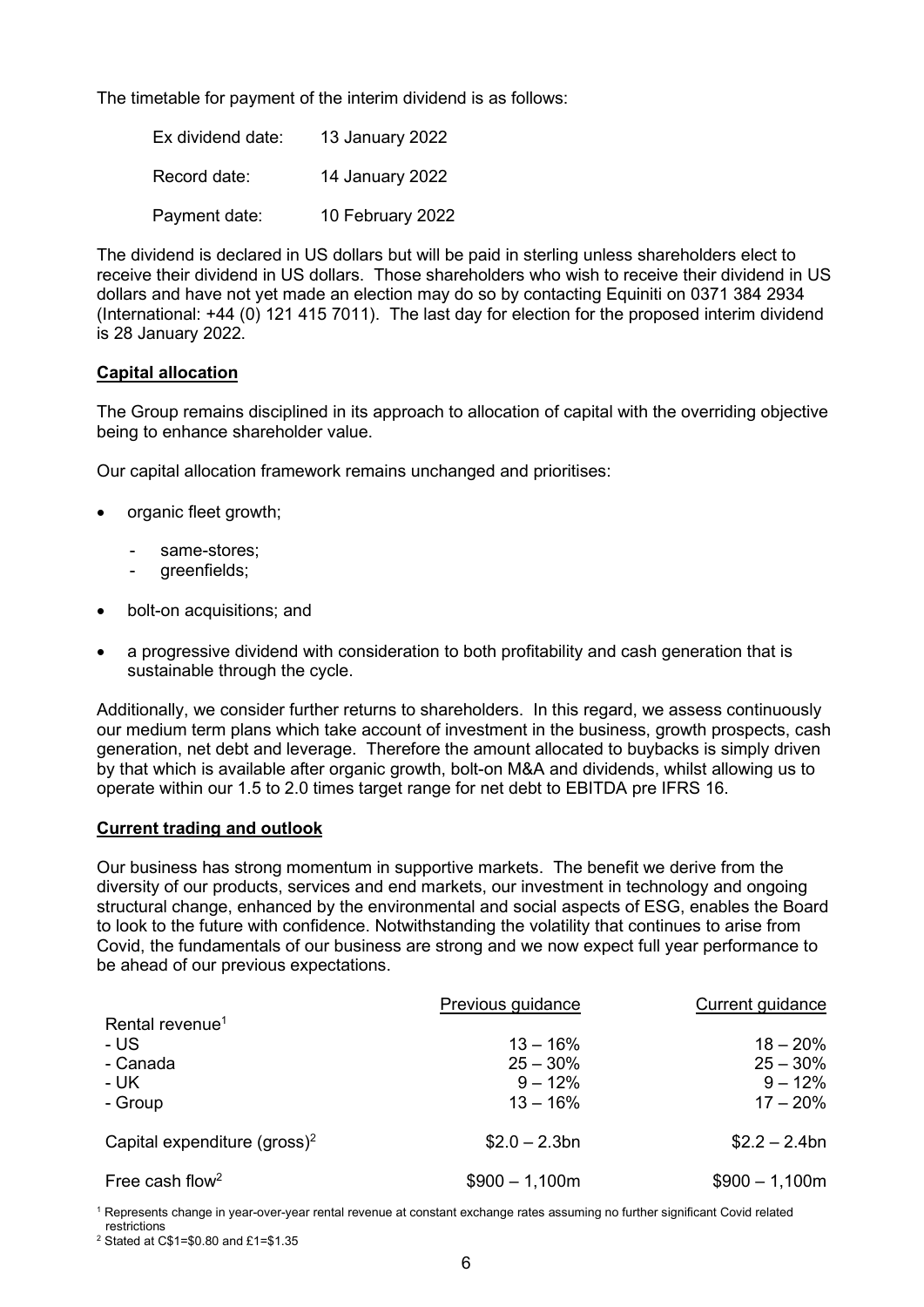The timetable for payment of the interim dividend is as follows:

| | |
|---|---|
| Ex dividend date: | 13 January 2022 |
| Record date: | 14 January 2022 |
| Payment date: | 10 February 2022 |

The dividend is declared in US dollars but will be paid in sterling unless shareholders elect to receive their dividend in US dollars. Those shareholders who wish to receive their dividend in US dollars and have not yet made an election may do so by contacting Equiniti on 0371 384 2934 (International: +44 (0) 121 415 7011). The last day for election for the proposed interim dividend is 28 January 2022.

**Capital allocation**

The Group remains disciplined in its approach to allocation of capital with the overriding objective being to enhance shareholder value.

Our capital allocation framework remains unchanged and prioritises:

- organic fleet growth;
  - same-stores;
  - greenfields;
- bolt-on acquisitions; and
- a progressive dividend with consideration to both profitability and cash generation that is sustainable through the cycle.

Additionally, we consider further returns to shareholders. In this regard, we assess continuously our medium term plans which take account of investment in the business, growth prospects, cash generation, net debt and leverage. Therefore the amount allocated to buybacks is simply driven by that which is available after organic growth, bolt-on M&A and dividends, whilst allowing us to operate within our 1.5 to 2.0 times target range for net debt to EBITDA pre IFRS 16.

**Current trading and outlook**

Our business has strong momentum in supportive markets. The benefit we derive from the diversity of our products, services and end markets, our investment in technology and ongoing structural change, enhanced by the environmental and social aspects of ESG, enables the Board to look to the future with confidence. Notwithstanding the volatility that continues to arise from Covid, the fundamentals of our business are strong and we now expect full year performance to be ahead of our previous expectations.

| | Previous guidance | Current guidance |
|---|---|---|
| Rental revenue[1] | | |
| - US | 13 – 16% | 18 – 20% |
| - Canada | 25 – 30% | 25 – 30% |
| - UK | 9 – 12% | 9 – 12% |
| - Group | 13 – 16% | 17 – 20% |
| Capital expenditure (gross)[2] | $2.0 – 2.3bn | $2.2 – 2.4bn |
| Free cash flow[2] | $900 – 1,100m | $900 – 1,100m |

[1] Represents change in year-over-year rental revenue at constant exchange rates assuming no further significant Covid related restrictions

[2] Stated at C$1=$0.80 and £1=$1.35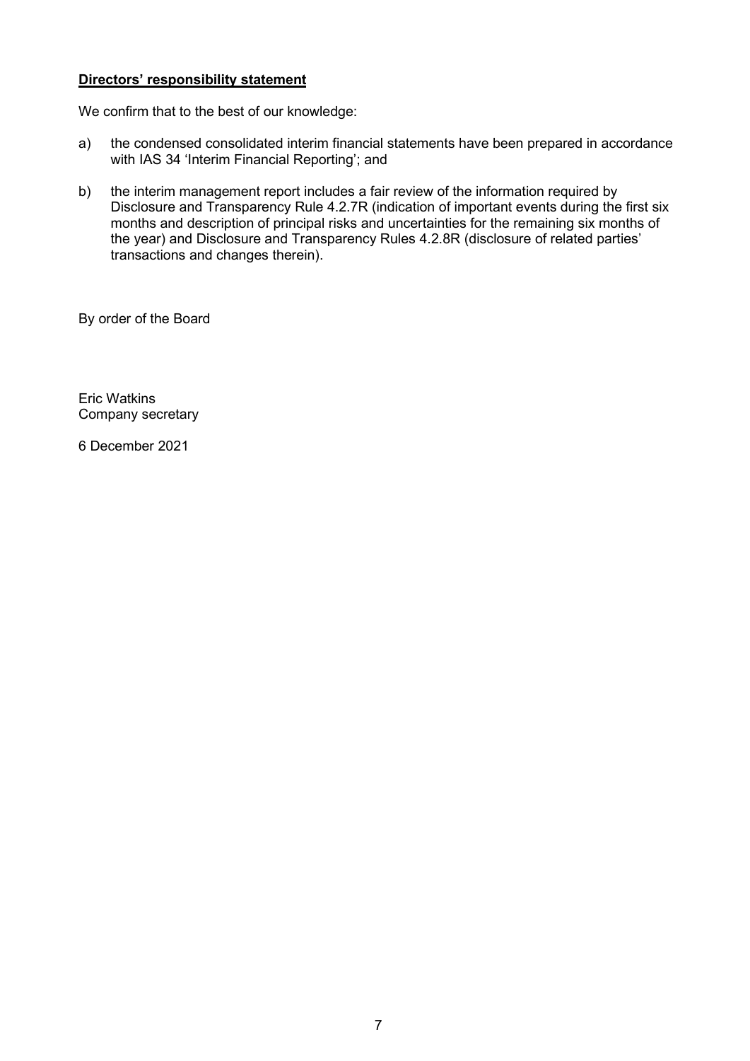**Directors' responsibility statement**

We confirm that to the best of our knowledge:

a) the condensed consolidated interim financial statements have been prepared in accordance with IAS 34 'Interim Financial Reporting'; and

b) the interim management report includes a fair review of the information required by Disclosure and Transparency Rule 4.2.7R (indication of important events during the first six months and description of principal risks and uncertainties for the remaining six months of the year) and Disclosure and Transparency Rules 4.2.8R (disclosure of related parties' transactions and changes therein).

By order of the Board

Eric Watkins
Company secretary

6 December 2021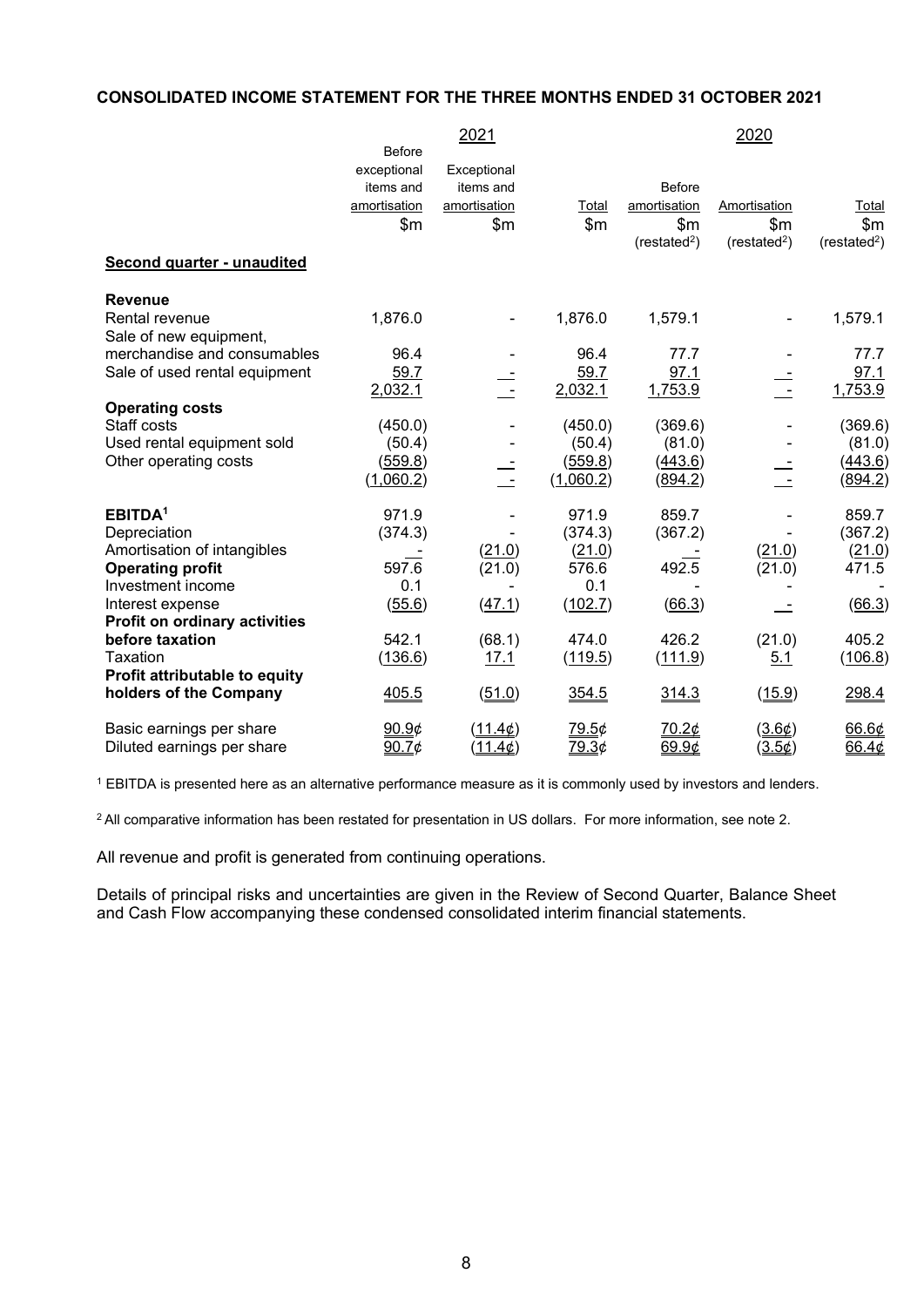**CONSOLIDATED INCOME STATEMENT FOR THE THREE MONTHS ENDED 31 OCTOBER 2021**

| | 2021 | | | 2020 | | |
|---|---|---|---|---|---|---|
| | Before exceptional items and amortisation | Exceptional items and amortisation | Total | Before amortisation | Amortisation | Total |
| | $m | $m | $m | $m (restated[2]) | $m (restated[2]) | $m (restated[2]) |
| **Second quarter - unaudited** | | | | | | |
| **Revenue** | | | | | | |
| Rental revenue | 1,876.0 | - | 1,876.0 | 1,579.1 | - | 1,579.1 |
| Sale of new equipment, merchandise and consumables | 96.4 | - | 96.4 | 77.7 | - | 77.7 |
| Sale of used rental equipment | 59.7 | - | 59.7 | 97.1 | - | 97.1 |
| | 2,032.1 | - | 2,032.1 | 1,753.9 | - | 1,753.9 |
| **Operating costs** | | | | | | |
| Staff costs | (450.0) | - | (450.0) | (369.6) | - | (369.6) |
| Used rental equipment sold | (50.4) | - | (50.4) | (81.0) | - | (81.0) |
| Other operating costs | (559.8) | - | (559.8) | (443.6) | - | (443.6) |
| | (1,060.2) | - | (1,060.2) | (894.2) | - | (894.2) |
| **EBITDA[1]** | 971.9 | - | 971.9 | 859.7 | - | 859.7 |
| Depreciation | (374.3) | - | (374.3) | (367.2) | - | (367.2) |
| Amortisation of intangibles | - | (21.0) | (21.0) | - | (21.0) | (21.0) |
| **Operating profit** | 597.6 | (21.0) | 576.6 | 492.5 | (21.0) | 471.5 |
| Investment income | 0.1 | - | 0.1 | - | - | - |
| Interest expense | (55.6) | (47.1) | (102.7) | (66.3) | - | (66.3) |
| **Profit on ordinary activities before taxation** | 542.1 | (68.1) | 474.0 | 426.2 | (21.0) | 405.2 |
| Taxation | (136.6) | 17.1 | (119.5) | (111.9) | 5.1 | (106.8) |
| **Profit attributable to equity holders of the Company** | 405.5 | (51.0) | 354.5 | 314.3 | (15.9) | 298.4 |
| Basic earnings per share | 90.9¢ | (11.4¢) | 79.5¢ | 70.2¢ | (3.6¢) | 66.6¢ |
| Diluted earnings per share | 90.7¢ | (11.4¢) | 79.3¢ | 69.9¢ | (3.5¢) | 66.4¢ |

[1] EBITDA is presented here as an alternative performance measure as it is commonly used by investors and lenders.

[2] All comparative information has been restated for presentation in US dollars. For more information, see note 2.

All revenue and profit is generated from continuing operations.

Details of principal risks and uncertainties are given in the Review of Second Quarter, Balance Sheet and Cash Flow accompanying these condensed consolidated interim financial statements.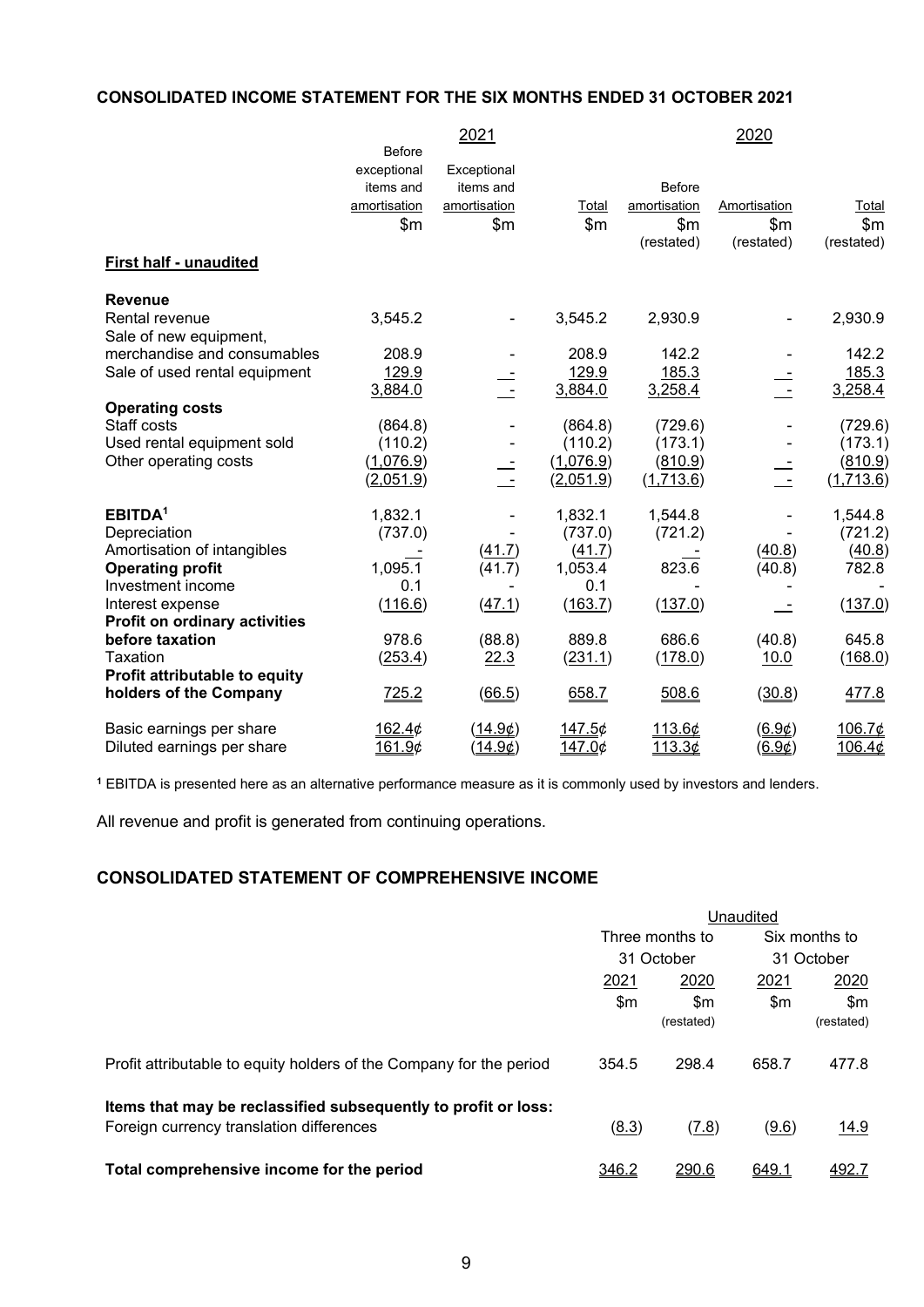**CONSOLIDATED INCOME STATEMENT FOR THE SIX MONTHS ENDED 31 OCTOBER 2021**

| | 2021 | | | 2020 | | |
|---|---|---|---|---|---|---|
| | Before exceptional items and amortisation | Exceptional items and amortisation | Total | Before amortisation | Amortisation | Total |
| | $m | $m | $m | $m (restated) | $m (restated) | $m (restated) |
| **First half - unaudited** | | | | | | |
| **Revenue** | | | | | | |
| Rental revenue | 3,545.2 | - | 3,545.2 | 2,930.9 | - | 2,930.9 |
| Sale of new equipment, merchandise and consumables | 208.9 | - | 208.9 | 142.2 | - | 142.2 |
| Sale of used rental equipment | 129.9 | - | 129.9 | 185.3 | - | 185.3 |
| | 3,884.0 | - | 3,884.0 | 3,258.4 | - | 3,258.4 |
| **Operating costs** | | | | | | |
| Staff costs | (864.8) | - | (864.8) | (729.6) | - | (729.6) |
| Used rental equipment sold | (110.2) | - | (110.2) | (173.1) | - | (173.1) |
| Other operating costs | (1,076.9) | - | (1,076.9) | (810.9) | - | (810.9) |
| | (2,051.9) | - | (2,051.9) | (1,713.6) | - | (1,713.6) |
| **EBITDA**[1] | 1,832.1 | - | 1,832.1 | 1,544.8 | - | 1,544.8 |
| Depreciation | (737.0) | - | (737.0) | (721.2) | - | (721.2) |
| Amortisation of intangibles | - | (41.7) | (41.7) | - | (40.8) | (40.8) |
| **Operating profit** | 1,095.1 | (41.7) | 1,053.4 | 823.6 | (40.8) | 782.8 |
| Investment income | 0.1 | - | 0.1 | - | - | - |
| Interest expense | (116.6) | (47.1) | (163.7) | (137.0) | - | (137.0) |
| **Profit on ordinary activities before taxation** | 978.6 | (88.8) | 889.8 | 686.6 | (40.8) | 645.8 |
| Taxation | (253.4) | 22.3 | (231.1) | (178.0) | 10.0 | (168.0) |
| **Profit attributable to equity holders of the Company** | 725.2 | (66.5) | 658.7 | 508.6 | (30.8) | 477.8 |
| Basic earnings per share | 162.4¢ | (14.9¢) | 147.5¢ | 113.6¢ | (6.9¢) | 106.7¢ |
| Diluted earnings per share | 161.9¢ | (14.9¢) | 147.0¢ | 113.3¢ | (6.9¢) | 106.4¢ |

[1] EBITDA is presented here as an alternative performance measure as it is commonly used by investors and lenders.

All revenue and profit is generated from continuing operations.

**CONSOLIDATED STATEMENT OF COMPREHENSIVE INCOME**

| | Unaudited | | | |
|---|---|---|---|---|
| | Three months to 31 October | | Six months to 31 October | |
| | 2021 | 2020 | 2021 | 2020 |
| | $m | $m (restated) | $m | $m (restated) |
| Profit attributable to equity holders of the Company for the period | 354.5 | 298.4 | 658.7 | 477.8 |
| **Items that may be reclassified subsequently to profit or loss:** | | | | |
| Foreign currency translation differences | (8.3) | (7.8) | (9.6) | 14.9 |
| **Total comprehensive income for the period** | 346.2 | 290.6 | 649.1 | 492.7 |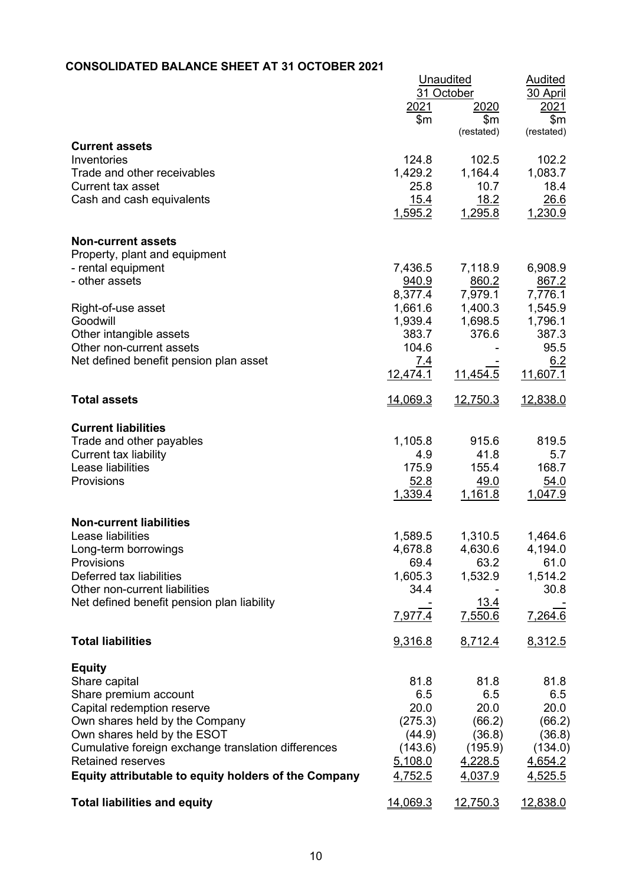## CONSOLIDATED BALANCE SHEET AT 31 OCTOBER 2021

| | Unaudited | | Audited |
|---|---|---|---|
| | 31 October | | 30 April |
| | 2021 | 2020 | 2021 |
| | $m | $m (restated) | $m (restated) |
| **Current assets** | | | |
| Inventories | 124.8 | 102.5 | 102.2 |
| Trade and other receivables | 1,429.2 | 1,164.4 | 1,083.7 |
| Current tax asset | 25.8 | 10.7 | 18.4 |
| Cash and cash equivalents | 15.4 | 18.2 | 26.6 |
| | 1,595.2 | 1,295.8 | 1,230.9 |
| **Non-current assets** | | | |
| Property, plant and equipment | | | |
| - rental equipment | 7,436.5 | 7,118.9 | 6,908.9 |
| - other assets | 940.9 | 860.2 | 867.2 |
| | 8,377.4 | 7,979.1 | 7,776.1 |
| Right-of-use asset | 1,661.6 | 1,400.3 | 1,545.9 |
| Goodwill | 1,939.4 | 1,698.5 | 1,796.1 |
| Other intangible assets | 383.7 | 376.6 | 387.3 |
| Other non-current assets | 104.6 | - | 95.5 |
| Net defined benefit pension plan asset | 7.4 | - | 6.2 |
| | 12,474.1 | 11,454.5 | 11,607.1 |
| **Total assets** | 14,069.3 | 12,750.3 | 12,838.0 |
| **Current liabilities** | | | |
| Trade and other payables | 1,105.8 | 915.6 | 819.5 |
| Current tax liability | 4.9 | 41.8 | 5.7 |
| Lease liabilities | 175.9 | 155.4 | 168.7 |
| Provisions | 52.8 | 49.0 | 54.0 |
| | 1,339.4 | 1,161.8 | 1,047.9 |
| **Non-current liabilities** | | | |
| Lease liabilities | 1,589.5 | 1,310.5 | 1,464.6 |
| Long-term borrowings | 4,678.8 | 4,630.6 | 4,194.0 |
| Provisions | 69.4 | 63.2 | 61.0 |
| Deferred tax liabilities | 1,605.3 | 1,532.9 | 1,514.2 |
| Other non-current liabilities | 34.4 | - | 30.8 |
| Net defined benefit pension plan liability | - | 13.4 | - |
| | 7,977.4 | 7,550.6 | 7,264.6 |
| **Total liabilities** | 9,316.8 | 8,712.4 | 8,312.5 |
| **Equity** | | | |
| Share capital | 81.8 | 81.8 | 81.8 |
| Share premium account | 6.5 | 6.5 | 6.5 |
| Capital redemption reserve | 20.0 | 20.0 | 20.0 |
| Own shares held by the Company | (275.3) | (66.2) | (66.2) |
| Own shares held by the ESOT | (44.9) | (36.8) | (36.8) |
| Cumulative foreign exchange translation differences | (143.6) | (195.9) | (134.0) |
| Retained reserves | 5,108.0 | 4,228.5 | 4,654.2 |
| **Equity attributable to equity holders of the Company** | 4,752.5 | 4,037.9 | 4,525.5 |
| **Total liabilities and equity** | 14,069.3 | 12,750.3 | 12,838.0 |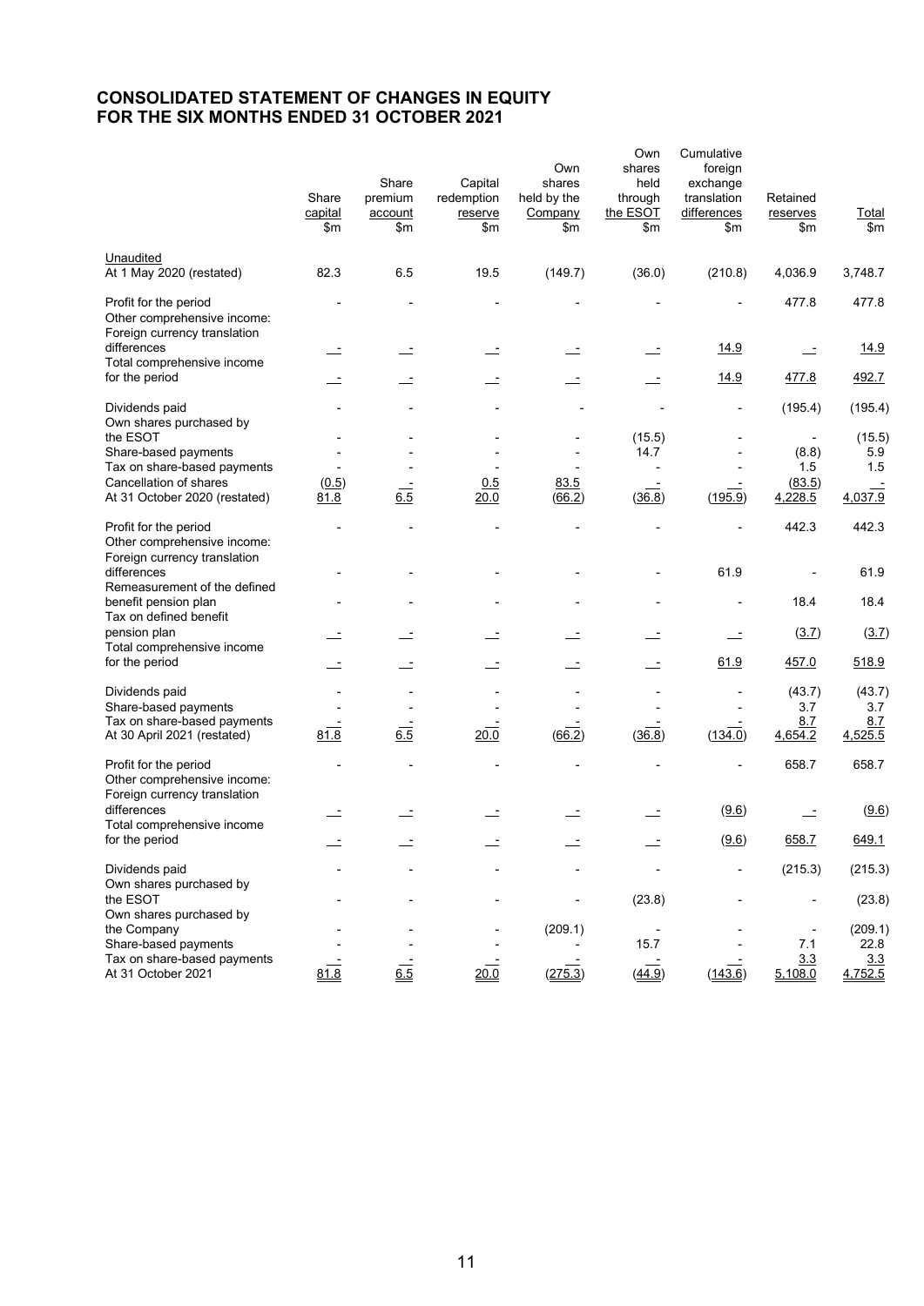# CONSOLIDATED STATEMENT OF CHANGES IN EQUITY
# FOR THE SIX MONTHS ENDED 31 OCTOBER 2021

| | Share capital $m | Share premium account $m | Capital redemption reserve $m | Own shares held by the Company $m | Own shares held through the ESOT $m | Cumulative foreign exchange translation differences $m | Retained reserves $m | Total $m |
|---|---|---|---|---|---|---|---|---|
| Unaudited | | | | | | | | |
| At 1 May 2020 (restated) | 82.3 | 6.5 | 19.5 | (149.7) | (36.0) | (210.8) | 4,036.9 | 3,748.7 |
| Profit for the period | - | - | - | - | - | - | 477.8 | 477.8 |
| Other comprehensive income: | | | | | | | | |
| Foreign currency translation differences | - | - | - | - | - | 14.9 | - | 14.9 |
| Total comprehensive income for the period | - | - | - | - | - | 14.9 | 477.8 | 492.7 |
| Dividends paid | - | - | - | - | - | - | (195.4) | (195.4) |
| Own shares purchased by the ESOT | - | - | - | - | (15.5) | - | - | (15.5) |
| Share-based payments | - | - | - | - | 14.7 | - | (8.8) | 5.9 |
| Tax on share-based payments | - | - | - | - | - | - | 1.5 | 1.5 |
| Cancellation of shares | (0.5) | - | 0.5 | 83.5 | - | - | (83.5) | - |
| At 31 October 2020 (restated) | 81.8 | 6.5 | 20.0 | (66.2) | (36.8) | (195.9) | 4,228.5 | 4,037.9 |
| Profit for the period | - | - | - | - | - | - | 442.3 | 442.3 |
| Other comprehensive income: | | | | | | | | |
| Foreign currency translation differences | - | - | - | - | - | 61.9 | - | 61.9 |
| Remeasurement of the defined benefit pension plan | - | - | - | - | - | - | 18.4 | 18.4 |
| Tax on defined benefit pension plan | - | - | - | - | - | - | (3.7) | (3.7) |
| Total comprehensive income for the period | - | - | - | - | - | 61.9 | 457.0 | 518.9 |
| Dividends paid | - | - | - | - | - | - | (43.7) | (43.7) |
| Share-based payments | - | - | - | - | - | - | 3.7 | 3.7 |
| Tax on share-based payments | - | - | - | - | - | - | 8.7 | 8.7 |
| At 30 April 2021 (restated) | 81.8 | 6.5 | 20.0 | (66.2) | (36.8) | (134.0) | 4,654.2 | 4,525.5 |
| Profit for the period | - | - | - | - | - | - | 658.7 | 658.7 |
| Other comprehensive income: | | | | | | | | |
| Foreign currency translation differences | - | - | - | - | - | (9.6) | - | (9.6) |
| Total comprehensive income for the period | - | - | - | - | - | (9.6) | 658.7 | 649.1 |
| Dividends paid | - | - | - | - | - | - | (215.3) | (215.3) |
| Own shares purchased by the ESOT | - | - | - | - | (23.8) | - | - | (23.8) |
| Own shares purchased by the Company | - | - | - | (209.1) | - | - | - | (209.1) |
| Share-based payments | - | - | - | - | 15.7 | - | 7.1 | 22.8 |
| Tax on share-based payments | - | - | - | - | - | - | 3.3 | 3.3 |
| At 31 October 2021 | 81.8 | 6.5 | 20.0 | (275.3) | (44.9) | (143.6) | 5,108.0 | 4,752.5 |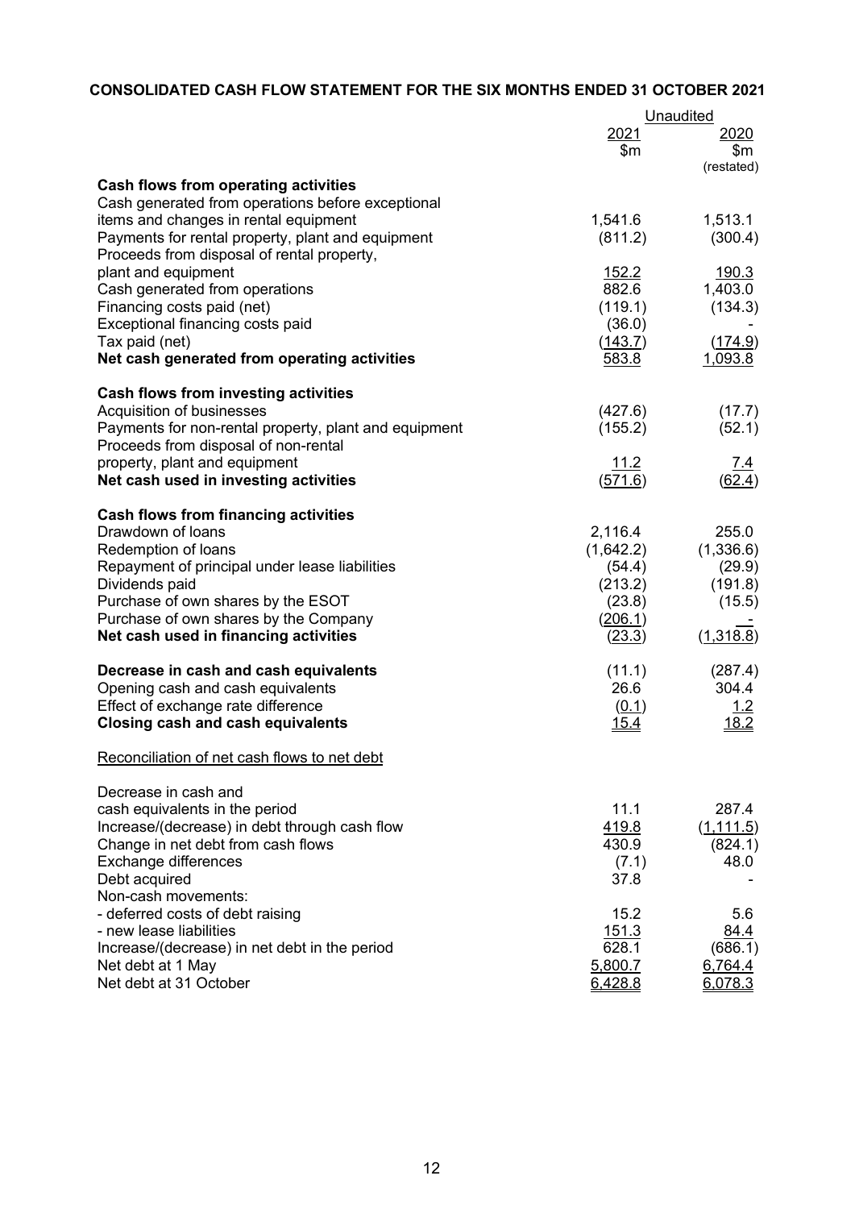## CONSOLIDATED CASH FLOW STATEMENT FOR THE SIX MONTHS ENDED 31 OCTOBER 2021

| | Unaudited | |
|---|---|---|
| | 2021 | 2020 |
| | $m | $m (restated) |
| **Cash flows from operating activities** | | |
| Cash generated from operations before exceptional items and changes in rental equipment | 1,541.6 | 1,513.1 |
| Payments for rental property, plant and equipment | (811.2) | (300.4) |
| Proceeds from disposal of rental property, plant and equipment | 152.2 | 190.3 |
| Cash generated from operations | 882.6 | 1,403.0 |
| Financing costs paid (net) | (119.1) | (134.3) |
| Exceptional financing costs paid | (36.0) | - |
| Tax paid (net) | (143.7) | (174.9) |
| **Net cash generated from operating activities** | 583.8 | 1,093.8 |
| | | |
| **Cash flows from investing activities** | | |
| Acquisition of businesses | (427.6) | (17.7) |
| Payments for non-rental property, plant and equipment | (155.2) | (52.1) |
| Proceeds from disposal of non-rental property, plant and equipment | 11.2 | 7.4 |
| **Net cash used in investing activities** | (571.6) | (62.4) |
| | | |
| **Cash flows from financing activities** | | |
| Drawdown of loans | 2,116.4 | 255.0 |
| Redemption of loans | (1,642.2) | (1,336.6) |
| Repayment of principal under lease liabilities | (54.4) | (29.9) |
| Dividends paid | (213.2) | (191.8) |
| Purchase of own shares by the ESOT | (23.8) | (15.5) |
| Purchase of own shares by the Company | (206.1) | - |
| **Net cash used in financing activities** | (23.3) | (1,318.8) |
| | | |
| **Decrease in cash and cash equivalents** | (11.1) | (287.4) |
| Opening cash and cash equivalents | 26.6 | 304.4 |
| Effect of exchange rate difference | (0.1) | 1.2 |
| **Closing cash and cash equivalents** | 15.4 | 18.2 |

Reconciliation of net cash flows to net debt

| | 2021 | 2020 |
|---|---|---|
| Decrease in cash and cash equivalents in the period | 11.1 | 287.4 |
| Increase/(decrease) in debt through cash flow | 419.8 | (1,111.5) |
| Change in net debt from cash flows | 430.9 | (824.1) |
| Exchange differences | (7.1) | 48.0 |
| Debt acquired | 37.8 | - |
| Non-cash movements: | | |
| - deferred costs of debt raising | 15.2 | 5.6 |
| - new lease liabilities | 151.3 | 84.4 |
| Increase/(decrease) in net debt in the period | 628.1 | (686.1) |
| Net debt at 1 May | 5,800.7 | 6,764.4 |
| Net debt at 31 October | 6,428.8 | 6,078.3 |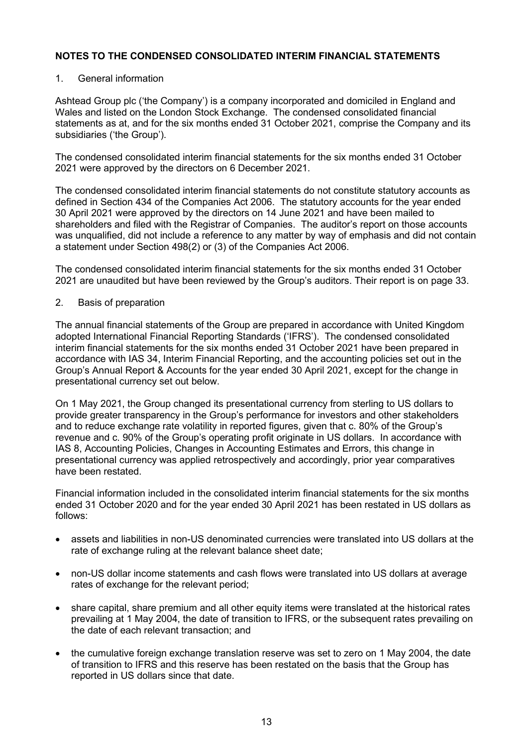**NOTES TO THE CONDENSED CONSOLIDATED INTERIM FINANCIAL STATEMENTS**

1. General information

Ashtead Group plc ('the Company') is a company incorporated and domiciled in England and Wales and listed on the London Stock Exchange. The condensed consolidated financial statements as at, and for the six months ended 31 October 2021, comprise the Company and its subsidiaries ('the Group').

The condensed consolidated interim financial statements for the six months ended 31 October 2021 were approved by the directors on 6 December 2021.

The condensed consolidated interim financial statements do not constitute statutory accounts as defined in Section 434 of the Companies Act 2006. The statutory accounts for the year ended 30 April 2021 were approved by the directors on 14 June 2021 and have been mailed to shareholders and filed with the Registrar of Companies. The auditor's report on those accounts was unqualified, did not include a reference to any matter by way of emphasis and did not contain a statement under Section 498(2) or (3) of the Companies Act 2006.

The condensed consolidated interim financial statements for the six months ended 31 October 2021 are unaudited but have been reviewed by the Group's auditors. Their report is on page 33.

2. Basis of preparation

The annual financial statements of the Group are prepared in accordance with United Kingdom adopted International Financial Reporting Standards ('IFRS'). The condensed consolidated interim financial statements for the six months ended 31 October 2021 have been prepared in accordance with IAS 34, Interim Financial Reporting, and the accounting policies set out in the Group's Annual Report & Accounts for the year ended 30 April 2021, except for the change in presentational currency set out below.

On 1 May 2021, the Group changed its presentational currency from sterling to US dollars to provide greater transparency in the Group's performance for investors and other stakeholders and to reduce exchange rate volatility in reported figures, given that c. 80% of the Group's revenue and c. 90% of the Group's operating profit originate in US dollars. In accordance with IAS 8, Accounting Policies, Changes in Accounting Estimates and Errors, this change in presentational currency was applied retrospectively and accordingly, prior year comparatives have been restated.

Financial information included in the consolidated interim financial statements for the six months ended 31 October 2020 and for the year ended 30 April 2021 has been restated in US dollars as follows:

- assets and liabilities in non-US denominated currencies were translated into US dollars at the rate of exchange ruling at the relevant balance sheet date;
- non-US dollar income statements and cash flows were translated into US dollars at average rates of exchange for the relevant period;
- share capital, share premium and all other equity items were translated at the historical rates prevailing at 1 May 2004, the date of transition to IFRS, or the subsequent rates prevailing on the date of each relevant transaction; and
- the cumulative foreign exchange translation reserve was set to zero on 1 May 2004, the date of transition to IFRS and this reserve has been restated on the basis that the Group has reported in US dollars since that date.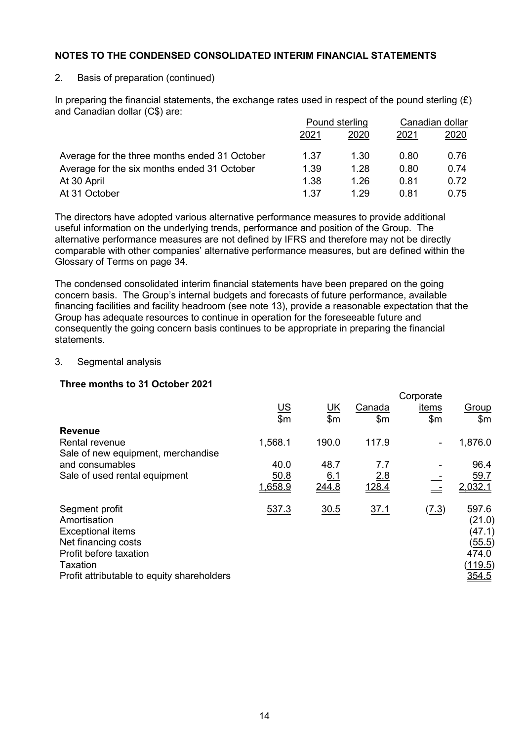## NOTES TO THE CONDENSED CONSOLIDATED INTERIM FINANCIAL STATEMENTS

2. Basis of preparation (continued)

In preparing the financial statements, the exchange rates used in respect of the pound sterling (£) and Canadian dollar (C$) are:

| | Pound sterling | | Canadian dollar | |
|---|---|---|---|---|
| | 2021 | 2020 | 2021 | 2020 |
| Average for the three months ended 31 October | 1.37 | 1.30 | 0.80 | 0.76 |
| Average for the six months ended 31 October | 1.39 | 1.28 | 0.80 | 0.74 |
| At 30 April | 1.38 | 1.26 | 0.81 | 0.72 |
| At 31 October | 1.37 | 1.29 | 0.81 | 0.75 |

The directors have adopted various alternative performance measures to provide additional useful information on the underlying trends, performance and position of the Group. The alternative performance measures are not defined by IFRS and therefore may not be directly comparable with other companies' alternative performance measures, but are defined within the Glossary of Terms on page 34.

The condensed consolidated interim financial statements have been prepared on the going concern basis. The Group's internal budgets and forecasts of future performance, available financing facilities and facility headroom (see note 13), provide a reasonable expectation that the Group has adequate resources to continue in operation for the foreseeable future and consequently the going concern basis continues to be appropriate in preparing the financial statements.

3. Segmental analysis

**Three months to 31 October 2021**

| | US | UK | Canada | Corporate items | Group |
|---|---|---|---|---|---|
| | $m | $m | $m | $m | $m |
| **Revenue** | | | | | |
| Rental revenue | 1,568.1 | 190.0 | 117.9 | - | 1,876.0 |
| Sale of new equipment, merchandise and consumables | 40.0 | 48.7 | 7.7 | - | 96.4 |
| Sale of used rental equipment | 50.8 | 6.1 | 2.8 | - | 59.7 |
| | 1,658.9 | 244.8 | 128.4 | - | 2,032.1 |
| Segment profit | 537.3 | 30.5 | 37.1 | (7.3) | 597.6 |
| Amortisation | | | | | (21.0) |
| Exceptional items | | | | | (47.1) |
| Net financing costs | | | | | (55.5) |
| Profit before taxation | | | | | 474.0 |
| Taxation | | | | | (119.5) |
| Profit attributable to equity shareholders | | | | | 354.5 |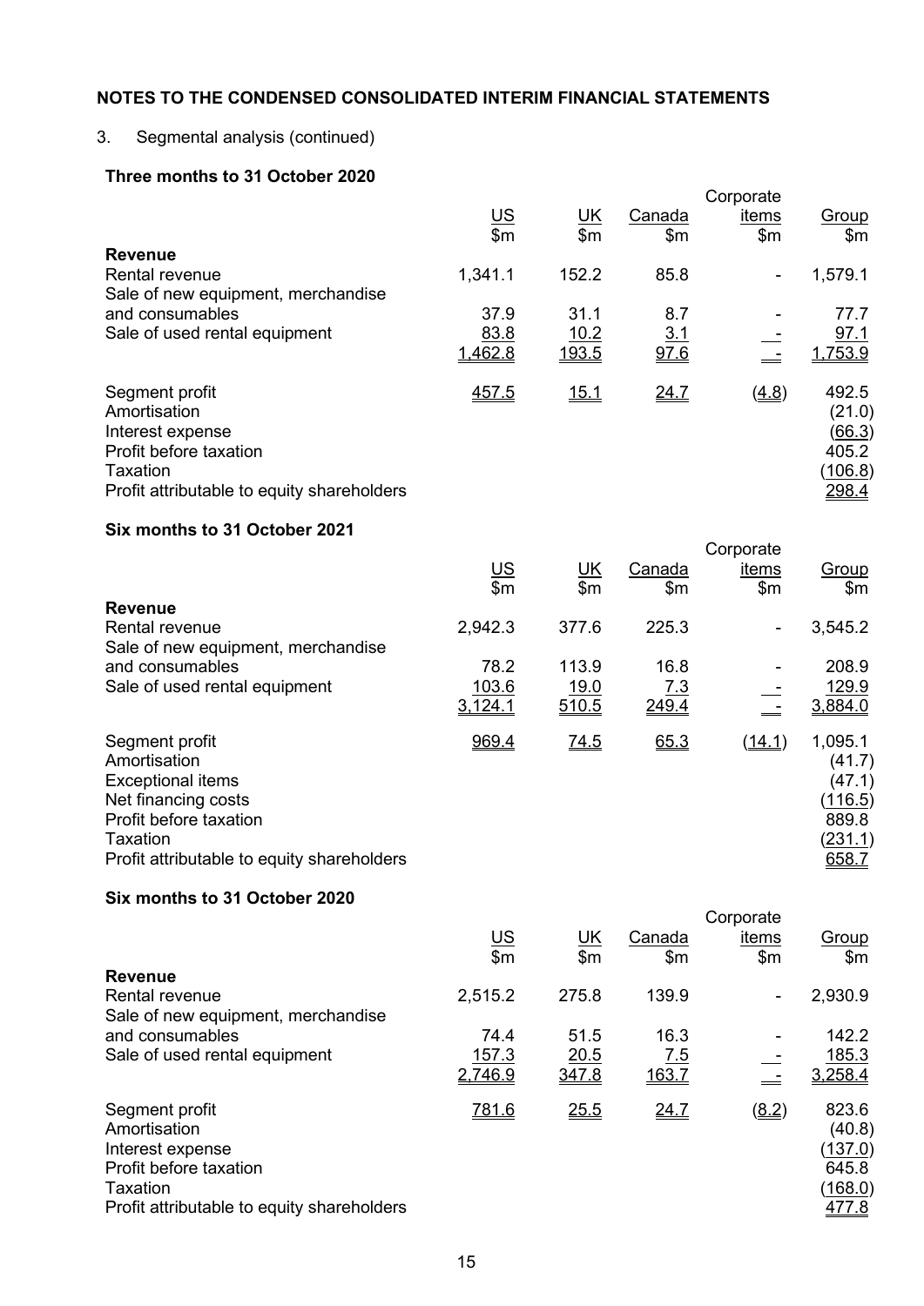## NOTES TO THE CONDENSED CONSOLIDATED INTERIM FINANCIAL STATEMENTS

3. Segmental analysis (continued)

**Three months to 31 October 2020**

| | US<br>$m | UK<br>$m | Canada<br>$m | Corporate items<br>$m | Group<br>$m |
|---|---|---|---|---|---|
| **Revenue** | | | | | |
| Rental revenue | 1,341.1 | 152.2 | 85.8 | - | 1,579.1 |
| Sale of new equipment, merchandise and consumables | 37.9 | 31.1 | 8.7 | - | 77.7 |
| Sale of used rental equipment | 83.8 | 10.2 | 3.1 | - | 97.1 |
| | 1,462.8 | 193.5 | 97.6 | - | 1,753.9 |
| Segment profit | 457.5 | 15.1 | 24.7 | (4.8) | 492.5 |
| Amortisation | | | | | (21.0) |
| Interest expense | | | | | (66.3) |
| Profit before taxation | | | | | 405.2 |
| Taxation | | | | | (106.8) |
| Profit attributable to equity shareholders | | | | | 298.4 |

**Six months to 31 October 2021**

| | US<br>$m | UK<br>$m | Canada<br>$m | Corporate items<br>$m | Group<br>$m |
|---|---|---|---|---|---|
| **Revenue** | | | | | |
| Rental revenue | 2,942.3 | 377.6 | 225.3 | - | 3,545.2 |
| Sale of new equipment, merchandise and consumables | 78.2 | 113.9 | 16.8 | - | 208.9 |
| Sale of used rental equipment | 103.6 | 19.0 | 7.3 | - | 129.9 |
| | 3,124.1 | 510.5 | 249.4 | - | 3,884.0 |
| Segment profit | 969.4 | 74.5 | 65.3 | (14.1) | 1,095.1 |
| Amortisation | | | | | (41.7) |
| Exceptional items | | | | | (47.1) |
| Net financing costs | | | | | (116.5) |
| Profit before taxation | | | | | 889.8 |
| Taxation | | | | | (231.1) |
| Profit attributable to equity shareholders | | | | | 658.7 |

**Six months to 31 October 2020**

| | US<br>$m | UK<br>$m | Canada<br>$m | Corporate items<br>$m | Group<br>$m |
|---|---|---|---|---|---|
| **Revenue** | | | | | |
| Rental revenue | 2,515.2 | 275.8 | 139.9 | - | 2,930.9 |
| Sale of new equipment, merchandise and consumables | 74.4 | 51.5 | 16.3 | - | 142.2 |
| Sale of used rental equipment | 157.3 | 20.5 | 7.5 | - | 185.3 |
| | 2,746.9 | 347.8 | 163.7 | - | 3,258.4 |
| Segment profit | 781.6 | 25.5 | 24.7 | (8.2) | 823.6 |
| Amortisation | | | | | (40.8) |
| Interest expense | | | | | (137.0) |
| Profit before taxation | | | | | 645.8 |
| Taxation | | | | | (168.0) |
| Profit attributable to equity shareholders | | | | | 477.8 |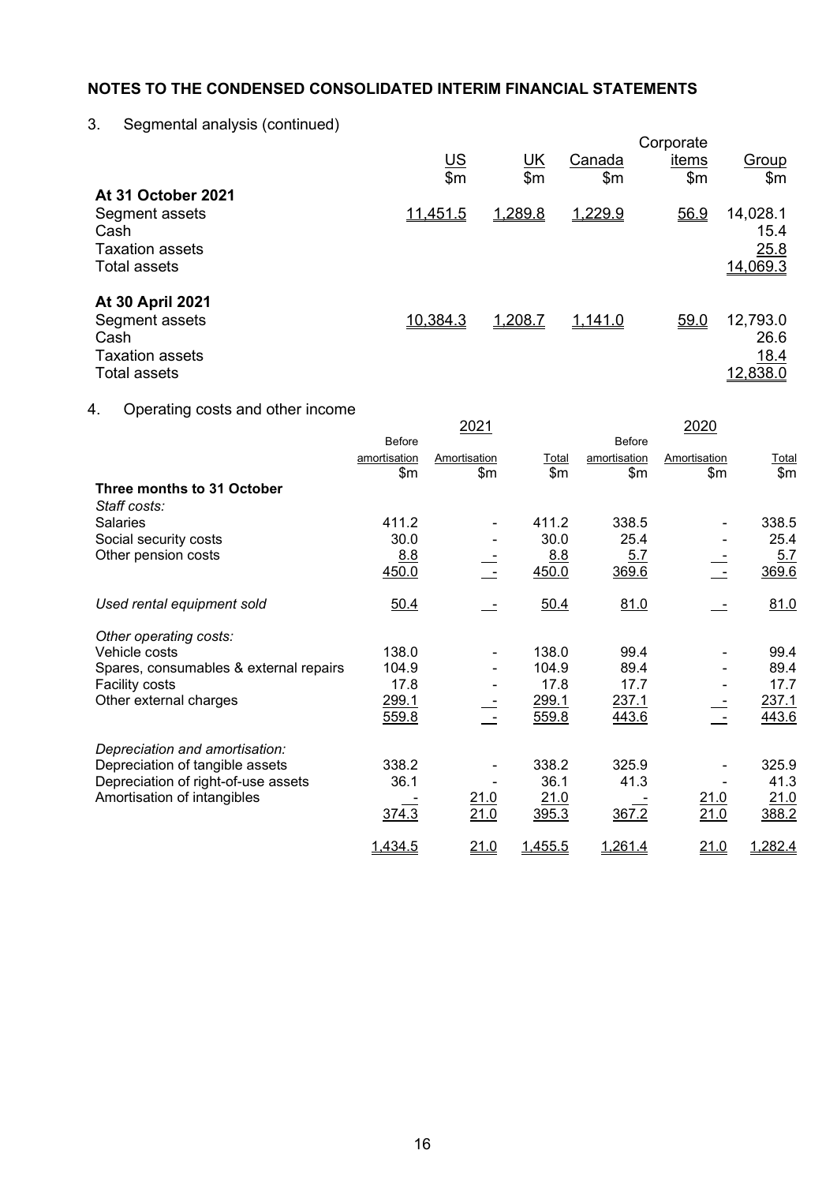## NOTES TO THE CONDENSED CONSOLIDATED INTERIM FINANCIAL STATEMENTS

3. Segmental analysis (continued)

| | US | UK | Canada | Corporate items | Group |
|---|---|---|---|---|---|
| | $m | $m | $m | $m | $m |
| **At 31 October 2021** | | | | | |
| Segment assets | 11,451.5 | 1,289.8 | 1,229.9 | 56.9 | 14,028.1 |
| Cash | | | | | 15.4 |
| Taxation assets | | | | | 25.8 |
| Total assets | | | | | 14,069.3 |
| **At 30 April 2021** | | | | | |
| Segment assets | 10,384.3 | 1,208.7 | 1,141.0 | 59.0 | 12,793.0 |
| Cash | | | | | 26.6 |
| Taxation assets | | | | | 18.4 |
| Total assets | | | | | 12,838.0 |

4. Operating costs and other income

| | 2021 | | | 2020 | | |
|---|---|---|---|---|---|---|
| | Before amortisation | Amortisation | Total | Before amortisation | Amortisation | Total |
| | $m | $m | $m | $m | $m | $m |
| **Three months to 31 October** | | | | | | |
| *Staff costs:* | | | | | | |
| Salaries | 411.2 | - | 411.2 | 338.5 | - | 338.5 |
| Social security costs | 30.0 | - | 30.0 | 25.4 | - | 25.4 |
| Other pension costs | 8.8 | - | 8.8 | 5.7 | - | 5.7 |
| | 450.0 | - | 450.0 | 369.6 | - | 369.6 |
| *Used rental equipment sold* | 50.4 | - | 50.4 | 81.0 | - | 81.0 |
| *Other operating costs:* | | | | | | |
| Vehicle costs | 138.0 | - | 138.0 | 99.4 | - | 99.4 |
| Spares, consumables & external repairs | 104.9 | - | 104.9 | 89.4 | - | 89.4 |
| Facility costs | 17.8 | - | 17.8 | 17.7 | - | 17.7 |
| Other external charges | 299.1 | - | 299.1 | 237.1 | - | 237.1 |
| | 559.8 | - | 559.8 | 443.6 | - | 443.6 |
| *Depreciation and amortisation:* | | | | | | |
| Depreciation of tangible assets | 338.2 | - | 338.2 | 325.9 | - | 325.9 |
| Depreciation of right-of-use assets | 36.1 | - | 36.1 | 41.3 | - | 41.3 |
| Amortisation of intangibles | - | 21.0 | 21.0 | - | 21.0 | 21.0 |
| | 374.3 | 21.0 | 395.3 | 367.2 | 21.0 | 388.2 |
| | 1,434.5 | 21.0 | 1,455.5 | 1,261.4 | 21.0 | 1,282.4 |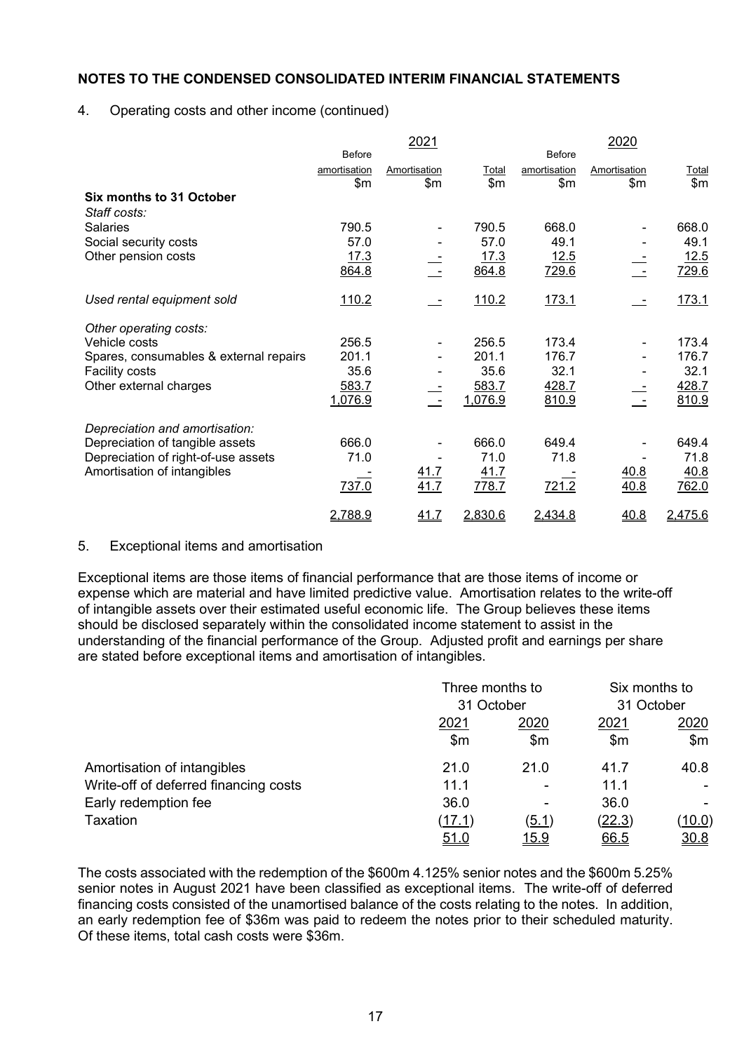## NOTES TO THE CONDENSED CONSOLIDATED INTERIM FINANCIAL STATEMENTS

4. Operating costs and other income (continued)

| | 2021 | | | 2020 | | |
|---|---|---|---|---|---|---|
| | Before amortisation | Amortisation | Total | Before amortisation | Amortisation | Total |
| | $m | $m | $m | $m | $m | $m |
| **Six months to 31 October** | | | | | | |
| *Staff costs:* | | | | | | |
| Salaries | 790.5 | - | 790.5 | 668.0 | - | 668.0 |
| Social security costs | 57.0 | - | 57.0 | 49.1 | - | 49.1 |
| Other pension costs | 17.3 | - | 17.3 | 12.5 | - | 12.5 |
| | 864.8 | - | 864.8 | 729.6 | - | 729.6 |
| *Used rental equipment sold* | 110.2 | - | 110.2 | 173.1 | - | 173.1 |
| *Other operating costs:* | | | | | | |
| Vehicle costs | 256.5 | - | 256.5 | 173.4 | - | 173.4 |
| Spares, consumables & external repairs | 201.1 | - | 201.1 | 176.7 | - | 176.7 |
| Facility costs | 35.6 | - | 35.6 | 32.1 | - | 32.1 |
| Other external charges | 583.7 | - | 583.7 | 428.7 | - | 428.7 |
| | 1,076.9 | - | 1,076.9 | 810.9 | - | 810.9 |
| *Depreciation and amortisation:* | | | | | | |
| Depreciation of tangible assets | 666.0 | - | 666.0 | 649.4 | - | 649.4 |
| Depreciation of right-of-use assets | 71.0 | - | 71.0 | 71.8 | - | 71.8 |
| Amortisation of intangibles | - | 41.7 | 41.7 | - | 40.8 | 40.8 |
| | 737.0 | 41.7 | 778.7 | 721.2 | 40.8 | 762.0 |
| | 2,788.9 | 41.7 | 2,830.6 | 2,434.8 | 40.8 | 2,475.6 |

5. Exceptional items and amortisation

Exceptional items are those items of financial performance that are those items of income or expense which are material and have limited predictive value. Amortisation relates to the write-off of intangible assets over their estimated useful economic life. The Group believes these items should be disclosed separately within the consolidated income statement to assist in the understanding of the financial performance of the Group. Adjusted profit and earnings per share are stated before exceptional items and amortisation of intangibles.

| | Three months to 31 October | | Six months to 31 October | |
|---|---|---|---|---|
| | 2021 | 2020 | 2021 | 2020 |
| | $m | $m | $m | $m |
| Amortisation of intangibles | 21.0 | 21.0 | 41.7 | 40.8 |
| Write-off of deferred financing costs | 11.1 | - | 11.1 | - |
| Early redemption fee | 36.0 | - | 36.0 | - |
| Taxation | (17.1) | (5.1) | (22.3) | (10.0) |
| | 51.0 | 15.9 | 66.5 | 30.8 |

The costs associated with the redemption of the $600m 4.125% senior notes and the $600m 5.25% senior notes in August 2021 have been classified as exceptional items. The write-off of deferred financing costs consisted of the unamortised balance of the costs relating to the notes. In addition, an early redemption fee of $36m was paid to redeem the notes prior to their scheduled maturity. Of these items, total cash costs were $36m.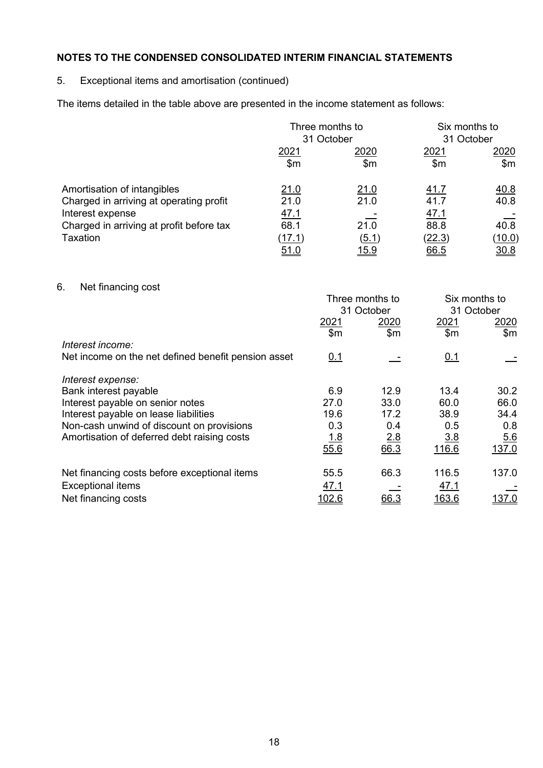## NOTES TO THE CONDENSED CONSOLIDATED INTERIM FINANCIAL STATEMENTS

5. Exceptional items and amortisation (continued)

The items detailed in the table above are presented in the income statement as follows:

| | Three months to 31 October | | Six months to 31 October | |
|---|---|---|---|---|
| | 2021 | 2020 | 2021 | 2020 |
| | $m | $m | $m | $m |
| Amortisation of intangibles | 21.0 | 21.0 | 41.7 | 40.8 |
| Charged in arriving at operating profit | 21.0 | 21.0 | 41.7 | 40.8 |
| Interest expense | 47.1 | - | 47.1 | - |
| Charged in arriving at profit before tax | 68.1 | 21.0 | 88.8 | 40.8 |
| Taxation | (17.1) | (5.1) | (22.3) | (10.0) |
| | 51.0 | 15.9 | 66.5 | 30.8 |

6. Net financing cost

| | Three months to 31 October | | Six months to 31 October | |
|---|---|---|---|---|
| | 2021 | 2020 | 2021 | 2020 |
| | $m | $m | $m | $m |
| *Interest income:* | | | | |
| Net income on the net defined benefit pension asset | 0.1 | - | 0.1 | - |
| *Interest expense:* | | | | |
| Bank interest payable | 6.9 | 12.9 | 13.4 | 30.2 |
| Interest payable on senior notes | 27.0 | 33.0 | 60.0 | 66.0 |
| Interest payable on lease liabilities | 19.6 | 17.2 | 38.9 | 34.4 |
| Non-cash unwind of discount on provisions | 0.3 | 0.4 | 0.5 | 0.8 |
| Amortisation of deferred debt raising costs | 1.8 | 2.8 | 3.8 | 5.6 |
| | 55.6 | 66.3 | 116.6 | 137.0 |
| Net financing costs before exceptional items | 55.5 | 66.3 | 116.5 | 137.0 |
| Exceptional items | 47.1 | - | 47.1 | - |
| Net financing costs | 102.6 | 66.3 | 163.6 | 137.0 |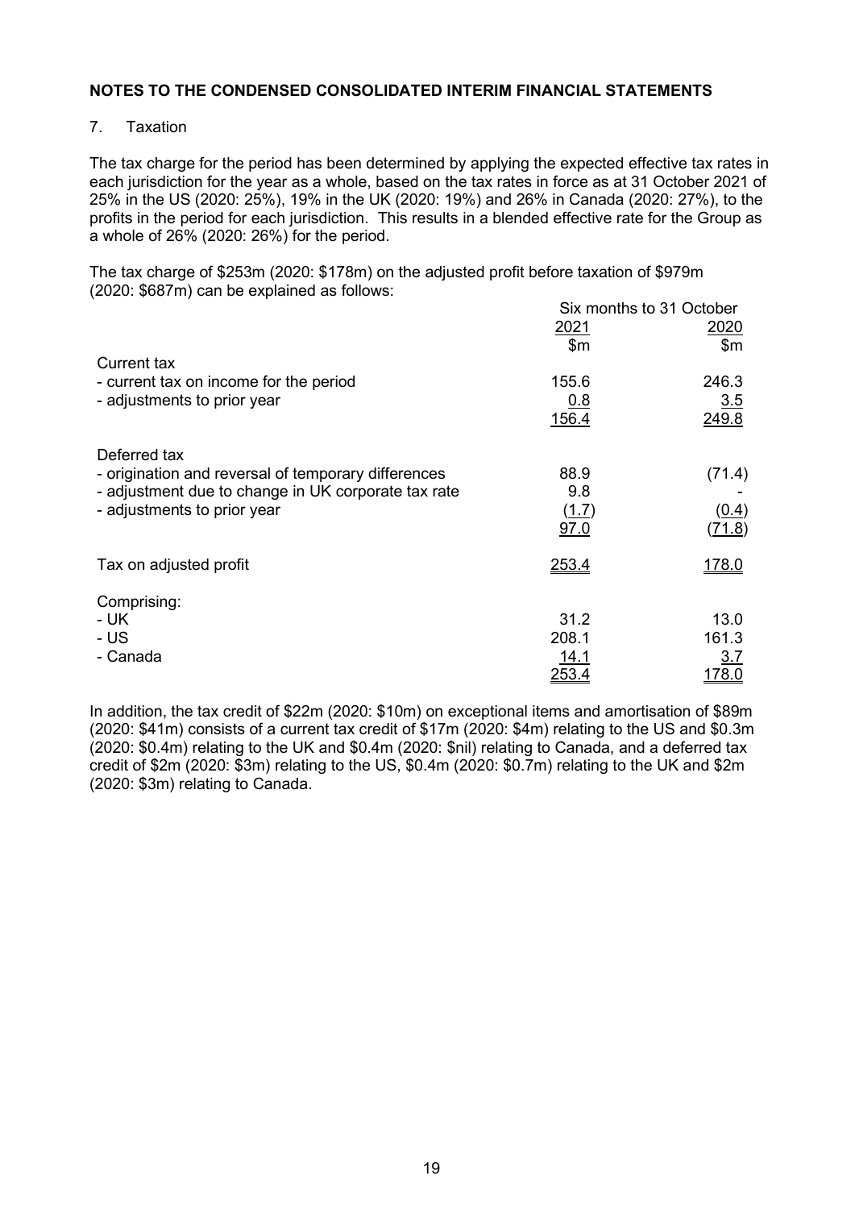**NOTES TO THE CONDENSED CONSOLIDATED INTERIM FINANCIAL STATEMENTS**

7. Taxation

The tax charge for the period has been determined by applying the expected effective tax rates in each jurisdiction for the year as a whole, based on the tax rates in force as at 31 October 2021 of 25% in the US (2020: 25%), 19% in the UK (2020: 19%) and 26% in Canada (2020: 27%), to the profits in the period for each jurisdiction. This results in a blended effective rate for the Group as a whole of 26% (2020: 26%) for the period.

The tax charge of \$253m (2020: \$178m) on the adjusted profit before taxation of \$979m (2020: \$687m) can be explained as follows:

| | Six months to 31 October | |
|---|---|---|
| | 2021 | 2020 |
| | \$m | \$m |
| Current tax | | |
| - current tax on income for the period | 155.6 | 246.3 |
| - adjustments to prior year | 0.8 | 3.5 |
| | 156.4 | 249.8 |
| Deferred tax | | |
| - origination and reversal of temporary differences | 88.9 | (71.4) |
| - adjustment due to change in UK corporate tax rate | 9.8 | - |
| - adjustments to prior year | (1.7) | (0.4) |
| | 97.0 | (71.8) |
| Tax on adjusted profit | 253.4 | 178.0 |
| Comprising: | | |
| - UK | 31.2 | 13.0 |
| - US | 208.1 | 161.3 |
| - Canada | 14.1 | 3.7 |
| | 253.4 | 178.0 |

In addition, the tax credit of \$22m (2020: \$10m) on exceptional items and amortisation of \$89m (2020: \$41m) consists of a current tax credit of \$17m (2020: \$4m) relating to the US and \$0.3m (2020: \$0.4m) relating to the UK and \$0.4m (2020: \$nil) relating to Canada, and a deferred tax credit of \$2m (2020: \$3m) relating to the US, \$0.4m (2020: \$0.7m) relating to the UK and \$2m (2020: \$3m) relating to Canada.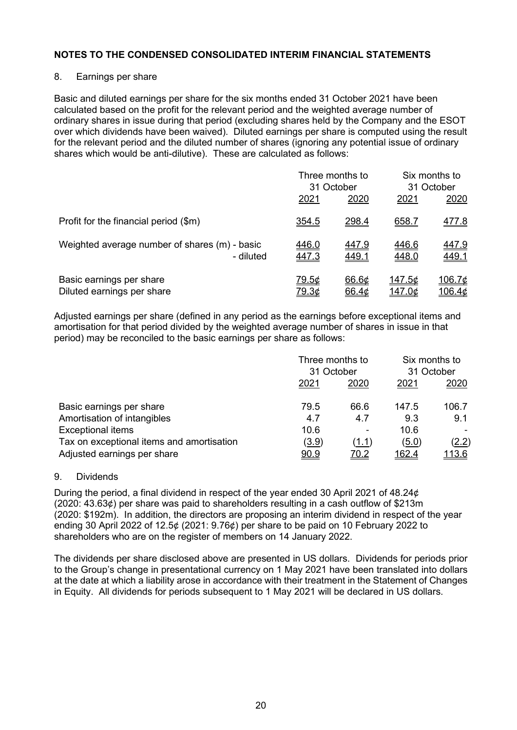## NOTES TO THE CONDENSED CONSOLIDATED INTERIM FINANCIAL STATEMENTS

### 8. Earnings per share

Basic and diluted earnings per share for the six months ended 31 October 2021 have been calculated based on the profit for the relevant period and the weighted average number of ordinary shares in issue during that period (excluding shares held by the Company and the ESOT over which dividends have been waived). Diluted earnings per share is computed using the result for the relevant period and the diluted number of shares (ignoring any potential issue of ordinary shares which would be anti-dilutive). These are calculated as follows:

| | Three months to 31 October | | Six months to 31 October | |
|---|---|---|---|---|
| | 2021 | 2020 | 2021 | 2020 |
| Profit for the financial period ($m) | 354.5 | 298.4 | 658.7 | 477.8 |
| Weighted average number of shares (m) - basic | 446.0 | 447.9 | 446.6 | 447.9 |
| - diluted | 447.3 | 449.1 | 448.0 | 449.1 |
| Basic earnings per share | 79.5¢ | 66.6¢ | 147.5¢ | 106.7¢ |
| Diluted earnings per share | 79.3¢ | 66.4¢ | 147.0¢ | 106.4¢ |

Adjusted earnings per share (defined in any period as the earnings before exceptional items and amortisation for that period divided by the weighted average number of shares in issue in that period) may be reconciled to the basic earnings per share as follows:

| | Three months to 31 October | | Six months to 31 October | |
|---|---|---|---|---|
| | 2021 | 2020 | 2021 | 2020 |
| Basic earnings per share | 79.5 | 66.6 | 147.5 | 106.7 |
| Amortisation of intangibles | 4.7 | 4.7 | 9.3 | 9.1 |
| Exceptional items | 10.6 | - | 10.6 | - |
| Tax on exceptional items and amortisation | (3.9) | (1.1) | (5.0) | (2.2) |
| Adjusted earnings per share | 90.9 | 70.2 | 162.4 | 113.6 |

### 9. Dividends

During the period, a final dividend in respect of the year ended 30 April 2021 of 48.24¢ (2020: 43.63¢) per share was paid to shareholders resulting in a cash outflow of $213m (2020: $192m). In addition, the directors are proposing an interim dividend in respect of the year ending 30 April 2022 of 12.5¢ (2021: 9.76¢) per share to be paid on 10 February 2022 to shareholders who are on the register of members on 14 January 2022.

The dividends per share disclosed above are presented in US dollars. Dividends for periods prior to the Group's change in presentational currency on 1 May 2021 have been translated into dollars at the date at which a liability arose in accordance with their treatment in the Statement of Changes in Equity. All dividends for periods subsequent to 1 May 2021 will be declared in US dollars.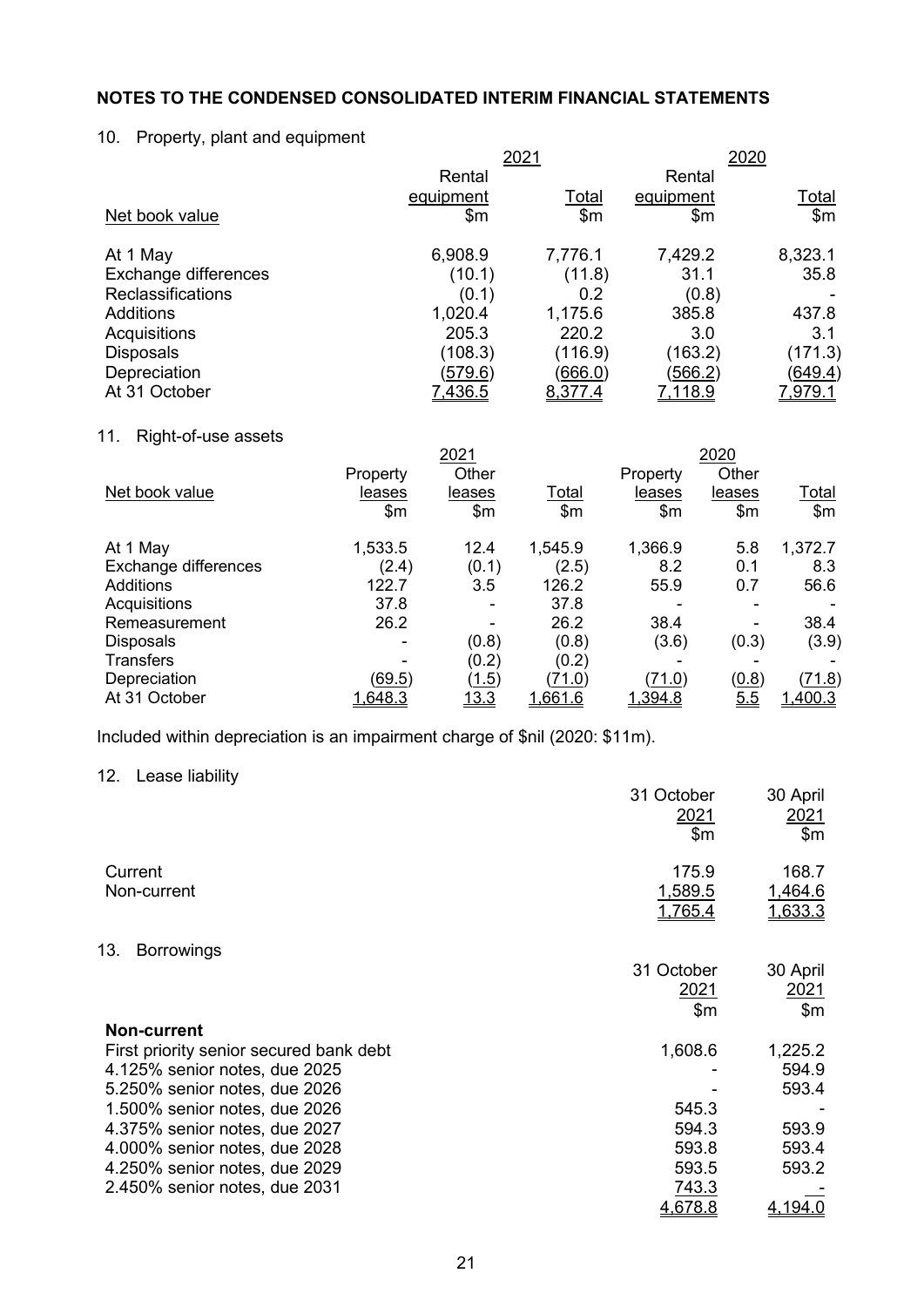## NOTES TO THE CONDENSED CONSOLIDATED INTERIM FINANCIAL STATEMENTS

### 10. Property, plant and equipment

| | 2021 | | 2020 | |
|---|---|---|---|---|
| | Rental equipment | Total | Rental equipment | Total |
| Net book value | $m | $m | $m | $m |
| At 1 May | 6,908.9 | 7,776.1 | 7,429.2 | 8,323.1 |
| Exchange differences | (10.1) | (11.8) | 31.1 | 35.8 |
| Reclassifications | (0.1) | 0.2 | (0.8) | - |
| Additions | 1,020.4 | 1,175.6 | 385.8 | 437.8 |
| Acquisitions | 205.3 | 220.2 | 3.0 | 3.1 |
| Disposals | (108.3) | (116.9) | (163.2) | (171.3) |
| Depreciation | (579.6) | (666.0) | (566.2) | (649.4) |
| At 31 October | 7,436.5 | 8,377.4 | 7,118.9 | 7,979.1 |

### 11. Right-of-use assets

| | 2021 | | | 2020 | | |
|---|---|---|---|---|---|---|
| | Property leases | Other leases | Total | Property leases | Other leases | Total |
| Net book value | $m | $m | $m | $m | $m | $m |
| At 1 May | 1,533.5 | 12.4 | 1,545.9 | 1,366.9 | 5.8 | 1,372.7 |
| Exchange differences | (2.4) | (0.1) | (2.5) | 8.2 | 0.1 | 8.3 |
| Additions | 122.7 | 3.5 | 126.2 | 55.9 | 0.7 | 56.6 |
| Acquisitions | 37.8 | - | 37.8 | - | - | - |
| Remeasurement | 26.2 | - | 26.2 | 38.4 | - | 38.4 |
| Disposals | - | (0.8) | (0.8) | (3.6) | (0.3) | (3.9) |
| Transfers | - | (0.2) | (0.2) | - | - | - |
| Depreciation | (69.5) | (1.5) | (71.0) | (71.0) | (0.8) | (71.8) |
| At 31 October | 1,648.3 | 13.3 | 1,661.6 | 1,394.8 | 5.5 | 1,400.3 |

Included within depreciation is an impairment charge of $nil (2020: $11m).

### 12. Lease liability

| | 31 October 2021 | 30 April 2021 |
|---|---|---|
| | $m | $m |
| Current | 175.9 | 168.7 |
| Non-current | 1,589.5 | 1,464.6 |
| | 1,765.4 | 1,633.3 |

### 13. Borrowings

| | 31 October 2021 | 30 April 2021 |
|---|---|---|
| | $m | $m |
| **Non-current** | | |
| First priority senior secured bank debt | 1,608.6 | 1,225.2 |
| 4.125% senior notes, due 2025 | - | 594.9 |
| 5.250% senior notes, due 2026 | - | 593.4 |
| 1.500% senior notes, due 2026 | 545.3 | - |
| 4.375% senior notes, due 2027 | 594.3 | 593.9 |
| 4.000% senior notes, due 2028 | 593.8 | 593.4 |
| 4.250% senior notes, due 2029 | 593.5 | 593.2 |
| 2.450% senior notes, due 2031 | 743.3 | - |
| | 4,678.8 | 4,194.0 |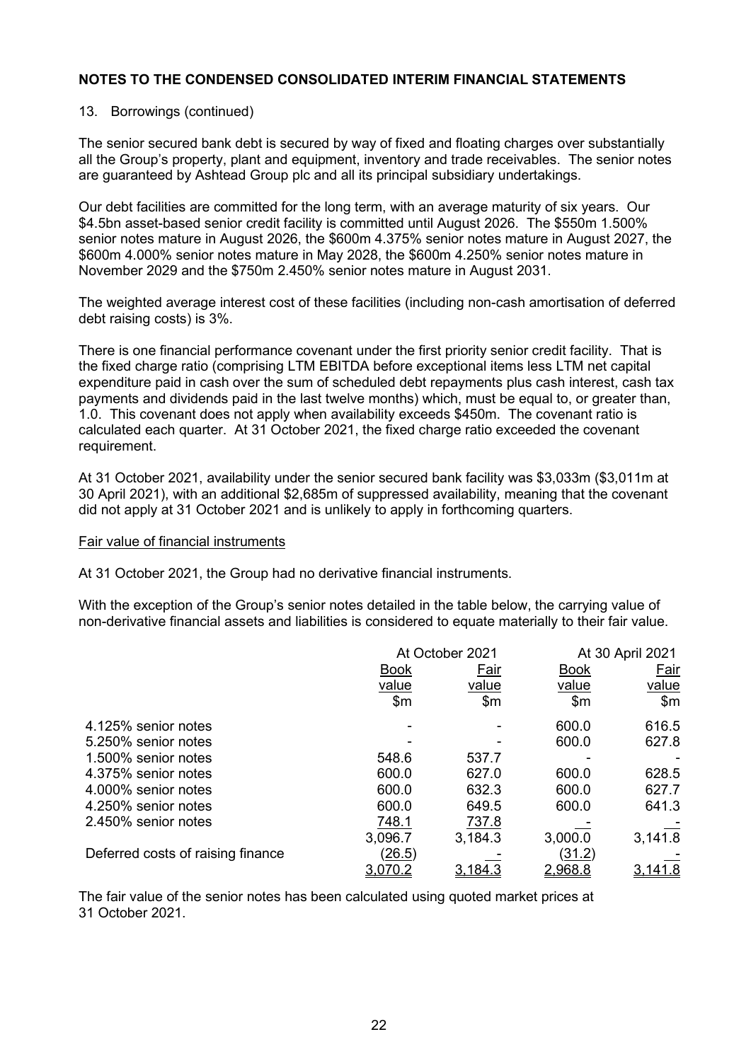## NOTES TO THE CONDENSED CONSOLIDATED INTERIM FINANCIAL STATEMENTS

13. Borrowings (continued)

The senior secured bank debt is secured by way of fixed and floating charges over substantially all the Group's property, plant and equipment, inventory and trade receivables. The senior notes are guaranteed by Ashtead Group plc and all its principal subsidiary undertakings.

Our debt facilities are committed for the long term, with an average maturity of six years. Our $4.5bn asset-based senior credit facility is committed until August 2026. The $550m 1.500% senior notes mature in August 2026, the $600m 4.375% senior notes mature in August 2027, the $600m 4.000% senior notes mature in May 2028, the $600m 4.250% senior notes mature in November 2029 and the $750m 2.450% senior notes mature in August 2031.

The weighted average interest cost of these facilities (including non-cash amortisation of deferred debt raising costs) is 3%.

There is one financial performance covenant under the first priority senior credit facility. That is the fixed charge ratio (comprising LTM EBITDA before exceptional items less LTM net capital expenditure paid in cash over the sum of scheduled debt repayments plus cash interest, cash tax payments and dividends paid in the last twelve months) which, must be equal to, or greater than, 1.0. This covenant does not apply when availability exceeds $450m. The covenant ratio is calculated each quarter. At 31 October 2021, the fixed charge ratio exceeded the covenant requirement.

At 31 October 2021, availability under the senior secured bank facility was $3,033m ($3,011m at 30 April 2021), with an additional $2,685m of suppressed availability, meaning that the covenant did not apply at 31 October 2021 and is unlikely to apply in forthcoming quarters.

Fair value of financial instruments

At 31 October 2021, the Group had no derivative financial instruments.

With the exception of the Group's senior notes detailed in the table below, the carrying value of non-derivative financial assets and liabilities is considered to equate materially to their fair value.

| | At October 2021 | | At 30 April 2021 | |
|---|---|---|---|---|
| | Book value $m | Fair value $m | Book value $m | Fair value $m |
| 4.125% senior notes | - | - | 600.0 | 616.5 |
| 5.250% senior notes | - | - | 600.0 | 627.8 |
| 1.500% senior notes | 548.6 | 537.7 | - | - |
| 4.375% senior notes | 600.0 | 627.0 | 600.0 | 628.5 |
| 4.000% senior notes | 600.0 | 632.3 | 600.0 | 627.7 |
| 4.250% senior notes | 600.0 | 649.5 | 600.0 | 641.3 |
| 2.450% senior notes | 748.1 | 737.8 | - | - |
| | 3,096.7 | 3,184.3 | 3,000.0 | 3,141.8 |
| Deferred costs of raising finance | (26.5) | - | (31.2) | - |
| | 3,070.2 | 3,184.3 | 2,968.8 | 3,141.8 |

The fair value of the senior notes has been calculated using quoted market prices at 31 October 2021.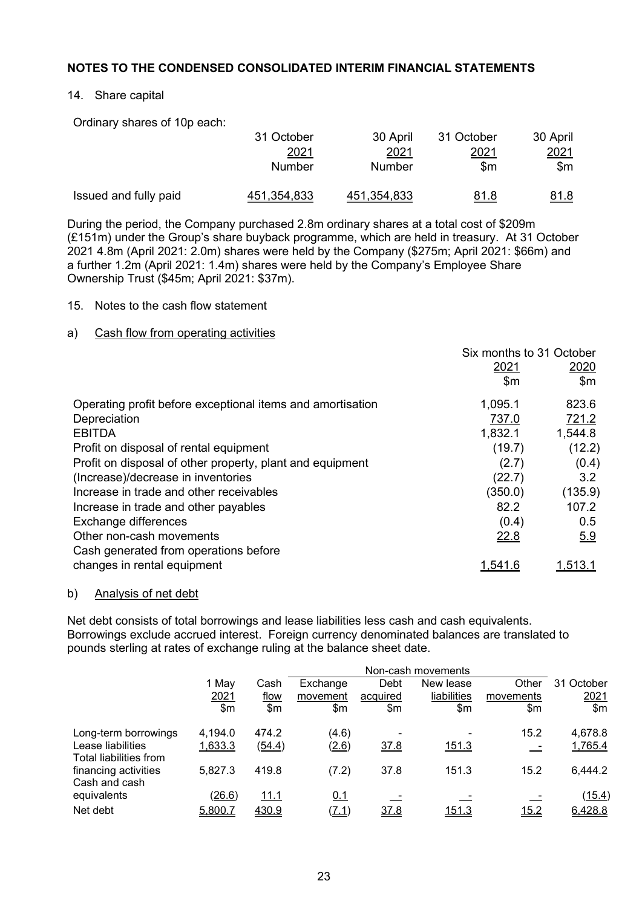**NOTES TO THE CONDENSED CONSOLIDATED INTERIM FINANCIAL STATEMENTS**

14. Share capital

Ordinary shares of 10p each:

| | 31 October 2021 Number | 30 April 2021 Number | 31 October 2021 $m | 30 April 2021 $m |
|---|---|---|---|---|
| Issued and fully paid | 451,354,833 | 451,354,833 | 81.8 | 81.8 |

During the period, the Company purchased 2.8m ordinary shares at a total cost of $209m (£151m) under the Group's share buyback programme, which are held in treasury. At 31 October 2021 4.8m (April 2021: 2.0m) shares were held by the Company ($275m; April 2021: $66m) and a further 1.2m (April 2021: 1.4m) shares were held by the Company's Employee Share Ownership Trust ($45m; April 2021: $37m).

15. Notes to the cash flow statement

a) Cash flow from operating activities

| | Six months to 31 October | |
|---|---|---|
| | 2021 $m | 2020 $m |
| Operating profit before exceptional items and amortisation | 1,095.1 | 823.6 |
| Depreciation | 737.0 | 721.2 |
| EBITDA | 1,832.1 | 1,544.8 |
| Profit on disposal of rental equipment | (19.7) | (12.2) |
| Profit on disposal of other property, plant and equipment | (2.7) | (0.4) |
| (Increase)/decrease in inventories | (22.7) | 3.2 |
| Increase in trade and other receivables | (350.0) | (135.9) |
| Increase in trade and other payables | 82.2 | 107.2 |
| Exchange differences | (0.4) | 0.5 |
| Other non-cash movements | 22.8 | 5.9 |
| Cash generated from operations before changes in rental equipment | 1,541.6 | 1,513.1 |

b) Analysis of net debt

Net debt consists of total borrowings and lease liabilities less cash and cash equivalents. Borrowings exclude accrued interest. Foreign currency denominated balances are translated to pounds sterling at rates of exchange ruling at the balance sheet date.

| | | | Non-cash movements | | | | |
|---|---|---|---|---|---|---|---|
| | 1 May 2021 $m | Cash flow $m | Exchange movement $m | Debt acquired $m | New lease liabilities $m | Other movements $m | 31 October 2021 $m |
| Long-term borrowings | 4,194.0 | 474.2 | (4.6) | - | - | 15.2 | 4,678.8 |
| Lease liabilities | 1,633.3 | (54.4) | (2.6) | 37.8 | 151.3 | - | 1,765.4 |
| Total liabilities from financing activities | 5,827.3 | 419.8 | (7.2) | 37.8 | 151.3 | 15.2 | 6,444.2 |
| Cash and cash equivalents | (26.6) | 11.1 | 0.1 | - | - | - | (15.4) |
| Net debt | 5,800.7 | 430.9 | (7.1) | 37.8 | 151.3 | 15.2 | 6,428.8 |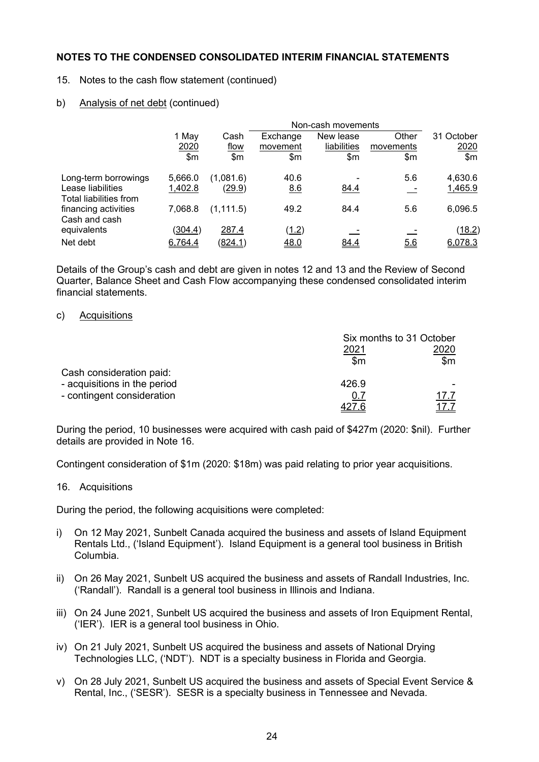## NOTES TO THE CONDENSED CONSOLIDATED INTERIM FINANCIAL STATEMENTS

15. Notes to the cash flow statement (continued)

b) Analysis of net debt (continued)

| | 1 May 2020 | Cash flow | Non-cash movements | | | 31 October 2020 |
|---|---|---|---|---|---|---|
| | | | Exchange movement | New lease liabilities | Other movements | |
| | $m | $m | $m | $m | $m | $m |
| Long-term borrowings | 5,666.0 | (1,081.6) | 40.6 | - | 5.6 | 4,630.6 |
| Lease liabilities | 1,402.8 | (29.9) | 8.6 | 84.4 | - | 1,465.9 |
| Total liabilities from financing activities | 7,068.8 | (1,111.5) | 49.2 | 84.4 | 5.6 | 6,096.5 |
| Cash and cash equivalents | (304.4) | 287.4 | (1.2) | - | - | (18.2) |
| Net debt | 6,764.4 | (824.1) | 48.0 | 84.4 | 5.6 | 6,078.3 |

Details of the Group's cash and debt are given in notes 12 and 13 and the Review of Second Quarter, Balance Sheet and Cash Flow accompanying these condensed consolidated interim financial statements.

c) Acquisitions

| | Six months to 31 October | |
|---|---|---|
| | 2021 | 2020 |
| | $m | $m |
| Cash consideration paid: | | |
| - acquisitions in the period | 426.9 | - |
| - contingent consideration | 0.7 | 17.7 |
| | 427.6 | 17.7 |

During the period, 10 businesses were acquired with cash paid of $427m (2020: $nil). Further details are provided in Note 16.

Contingent consideration of $1m (2020: $18m) was paid relating to prior year acquisitions.

16. Acquisitions

During the period, the following acquisitions were completed:

i) On 12 May 2021, Sunbelt Canada acquired the business and assets of Island Equipment Rentals Ltd., ('Island Equipment'). Island Equipment is a general tool business in British Columbia.

ii) On 26 May 2021, Sunbelt US acquired the business and assets of Randall Industries, Inc. ('Randall'). Randall is a general tool business in Illinois and Indiana.

iii) On 24 June 2021, Sunbelt US acquired the business and assets of Iron Equipment Rental, ('IER'). IER is a general tool business in Ohio.

iv) On 21 July 2021, Sunbelt US acquired the business and assets of National Drying Technologies LLC, ('NDT'). NDT is a specialty business in Florida and Georgia.

v) On 28 July 2021, Sunbelt US acquired the business and assets of Special Event Service & Rental, Inc., ('SESR'). SESR is a specialty business in Tennessee and Nevada.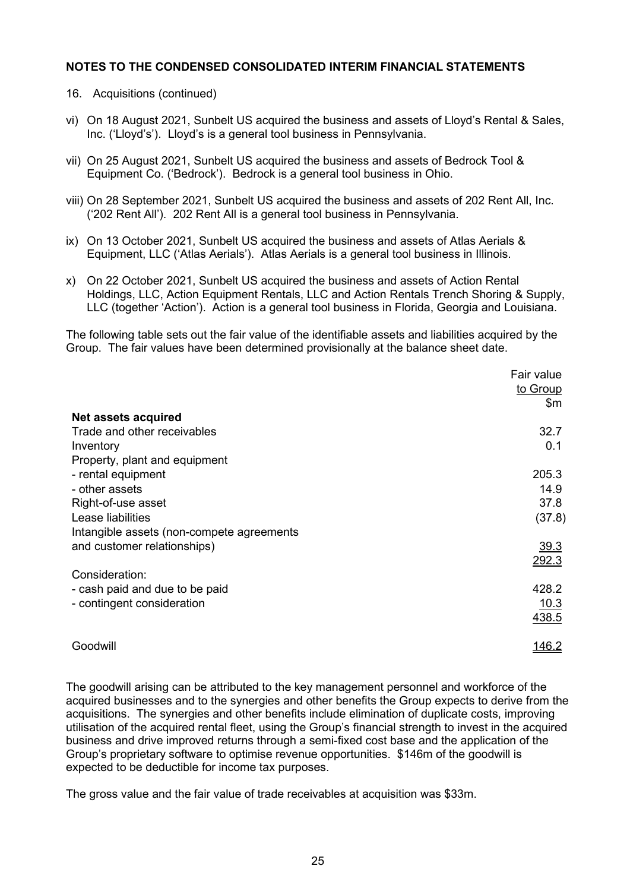## NOTES TO THE CONDENSED CONSOLIDATED INTERIM FINANCIAL STATEMENTS

16. Acquisitions (continued)

vi) On 18 August 2021, Sunbelt US acquired the business and assets of Lloyd's Rental & Sales, Inc. ('Lloyd's'). Lloyd's is a general tool business in Pennsylvania.

vii) On 25 August 2021, Sunbelt US acquired the business and assets of Bedrock Tool & Equipment Co. ('Bedrock'). Bedrock is a general tool business in Ohio.

viii) On 28 September 2021, Sunbelt US acquired the business and assets of 202 Rent All, Inc. ('202 Rent All'). 202 Rent All is a general tool business in Pennsylvania.

ix) On 13 October 2021, Sunbelt US acquired the business and assets of Atlas Aerials & Equipment, LLC ('Atlas Aerials'). Atlas Aerials is a general tool business in Illinois.

x) On 22 October 2021, Sunbelt US acquired the business and assets of Action Rental Holdings, LLC, Action Equipment Rentals, LLC and Action Rentals Trench Shoring & Supply, LLC (together 'Action'). Action is a general tool business in Florida, Georgia and Louisiana.

The following table sets out the fair value of the identifiable assets and liabilities acquired by the Group. The fair values have been determined provisionally at the balance sheet date.

| | Fair value to Group $m |
|---|---|
| **Net assets acquired** | |
| Trade and other receivables | 32.7 |
| Inventory | 0.1 |
| Property, plant and equipment | |
| - rental equipment | 205.3 |
| - other assets | 14.9 |
| Right-of-use asset | 37.8 |
| Lease liabilities | (37.8) |
| Intangible assets (non-compete agreements and customer relationships) | 39.3 |
| | 292.3 |
| Consideration: | |
| - cash paid and due to be paid | 428.2 |
| - contingent consideration | 10.3 |
| | 438.5 |
| Goodwill | 146.2 |

The goodwill arising can be attributed to the key management personnel and workforce of the acquired businesses and to the synergies and other benefits the Group expects to derive from the acquisitions. The synergies and other benefits include elimination of duplicate costs, improving utilisation of the acquired rental fleet, using the Group's financial strength to invest in the acquired business and drive improved returns through a semi-fixed cost base and the application of the Group's proprietary software to optimise revenue opportunities. $146m of the goodwill is expected to be deductible for income tax purposes.

The gross value and the fair value of trade receivables at acquisition was $33m.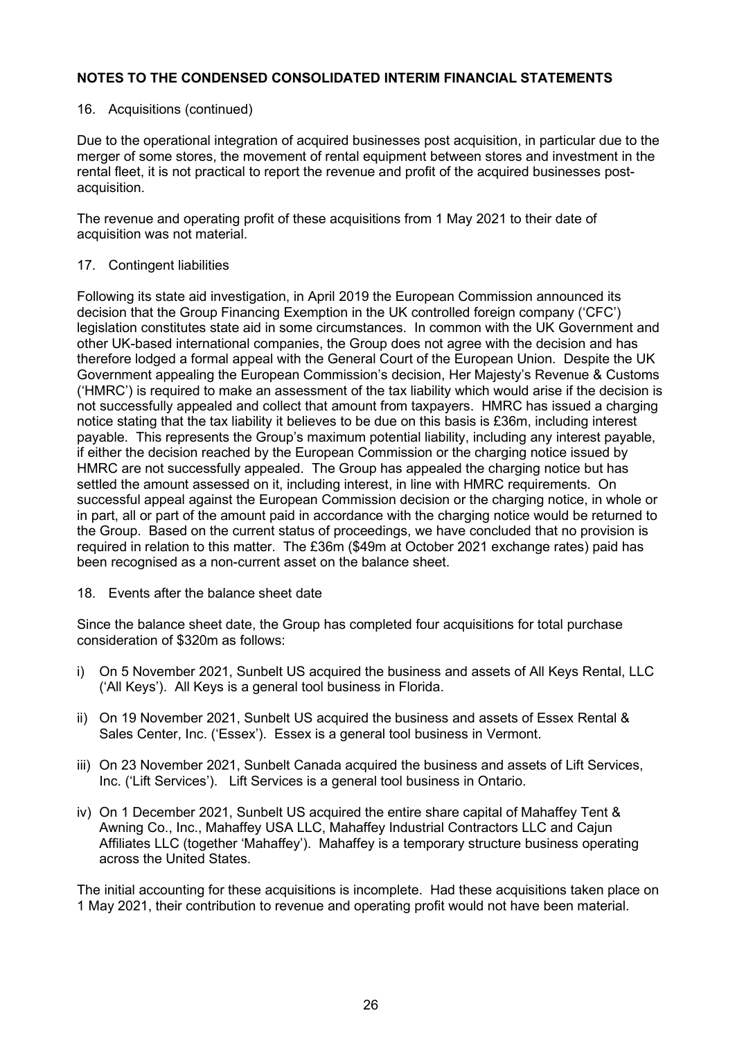**NOTES TO THE CONDENSED CONSOLIDATED INTERIM FINANCIAL STATEMENTS**

16. Acquisitions (continued)

Due to the operational integration of acquired businesses post acquisition, in particular due to the merger of some stores, the movement of rental equipment between stores and investment in the rental fleet, it is not practical to report the revenue and profit of the acquired businesses post-acquisition.

The revenue and operating profit of these acquisitions from 1 May 2021 to their date of acquisition was not material.

17. Contingent liabilities

Following its state aid investigation, in April 2019 the European Commission announced its decision that the Group Financing Exemption in the UK controlled foreign company ('CFC') legislation constitutes state aid in some circumstances. In common with the UK Government and other UK-based international companies, the Group does not agree with the decision and has therefore lodged a formal appeal with the General Court of the European Union. Despite the UK Government appealing the European Commission's decision, Her Majesty's Revenue & Customs ('HMRC') is required to make an assessment of the tax liability which would arise if the decision is not successfully appealed and collect that amount from taxpayers. HMRC has issued a charging notice stating that the tax liability it believes to be due on this basis is £36m, including interest payable. This represents the Group's maximum potential liability, including any interest payable, if either the decision reached by the European Commission or the charging notice issued by HMRC are not successfully appealed. The Group has appealed the charging notice but has settled the amount assessed on it, including interest, in line with HMRC requirements. On successful appeal against the European Commission decision or the charging notice, in whole or in part, all or part of the amount paid in accordance with the charging notice would be returned to the Group. Based on the current status of proceedings, we have concluded that no provision is required in relation to this matter. The £36m ($49m at October 2021 exchange rates) paid has been recognised as a non-current asset on the balance sheet.

18. Events after the balance sheet date

Since the balance sheet date, the Group has completed four acquisitions for total purchase consideration of $320m as follows:

i) On 5 November 2021, Sunbelt US acquired the business and assets of All Keys Rental, LLC ('All Keys'). All Keys is a general tool business in Florida.

ii) On 19 November 2021, Sunbelt US acquired the business and assets of Essex Rental & Sales Center, Inc. ('Essex'). Essex is a general tool business in Vermont.

iii) On 23 November 2021, Sunbelt Canada acquired the business and assets of Lift Services, Inc. ('Lift Services'). Lift Services is a general tool business in Ontario.

iv) On 1 December 2021, Sunbelt US acquired the entire share capital of Mahaffey Tent & Awning Co., Inc., Mahaffey USA LLC, Mahaffey Industrial Contractors LLC and Cajun Affiliates LLC (together 'Mahaffey'). Mahaffey is a temporary structure business operating across the United States.

The initial accounting for these acquisitions is incomplete. Had these acquisitions taken place on 1 May 2021, their contribution to revenue and operating profit would not have been material.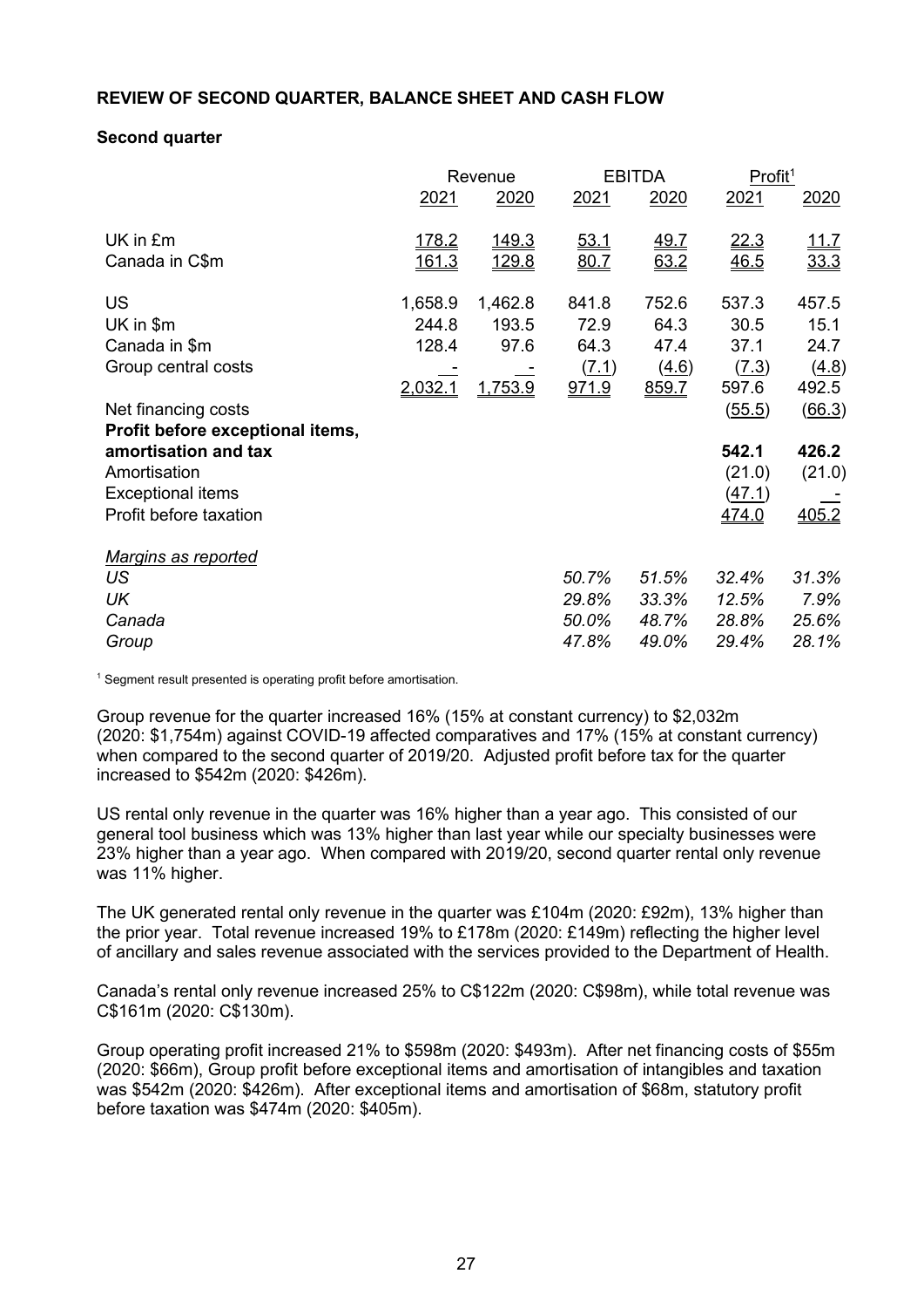**REVIEW OF SECOND QUARTER, BALANCE SHEET AND CASH FLOW**

**Second quarter**

| | Revenue | | EBITDA | | Profit[1] | |
|---|---|---|---|---|---|---|
| | 2021 | 2020 | 2021 | 2020 | 2021 | 2020 |
| UK in £m | 178.2 | 149.3 | 53.1 | 49.7 | 22.3 | 11.7 |
| Canada in C$m | 161.3 | 129.8 | 80.7 | 63.2 | 46.5 | 33.3 |
| US | 1,658.9 | 1,462.8 | 841.8 | 752.6 | 537.3 | 457.5 |
| UK in $m | 244.8 | 193.5 | 72.9 | 64.3 | 30.5 | 15.1 |
| Canada in $m | 128.4 | 97.6 | 64.3 | 47.4 | 37.1 | 24.7 |
| Group central costs | - | - | (7.1) | (4.6) | (7.3) | (4.8) |
| | 2,032.1 | 1,753.9 | 971.9 | 859.7 | 597.6 | 492.5 |
| Net financing costs | | | | | (55.5) | (66.3) |
| **Profit before exceptional items, amortisation and tax** | | | | | **542.1** | **426.2** |
| Amortisation | | | | | (21.0) | (21.0) |
| Exceptional items | | | | | (47.1) | - |
| Profit before taxation | | | | | 474.0 | 405.2 |
| *Margins as reported* | | | | | | |
| *US* | | | *50.7%* | *51.5%* | *32.4%* | *31.3%* |
| *UK* | | | *29.8%* | *33.3%* | *12.5%* | *7.9%* |
| *Canada* | | | *50.0%* | *48.7%* | *28.8%* | *25.6%* |
| *Group* | | | *47.8%* | *49.0%* | *29.4%* | *28.1%* |

[1] Segment result presented is operating profit before amortisation.

Group revenue for the quarter increased 16% (15% at constant currency) to $2,032m (2020: $1,754m) against COVID-19 affected comparatives and 17% (15% at constant currency) when compared to the second quarter of 2019/20. Adjusted profit before tax for the quarter increased to $542m (2020: $426m).

US rental only revenue in the quarter was 16% higher than a year ago. This consisted of our general tool business which was 13% higher than last year while our specialty businesses were 23% higher than a year ago. When compared with 2019/20, second quarter rental only revenue was 11% higher.

The UK generated rental only revenue in the quarter was £104m (2020: £92m), 13% higher than the prior year. Total revenue increased 19% to £178m (2020: £149m) reflecting the higher level of ancillary and sales revenue associated with the services provided to the Department of Health.

Canada's rental only revenue increased 25% to C$122m (2020: C$98m), while total revenue was C$161m (2020: C$130m).

Group operating profit increased 21% to $598m (2020: $493m). After net financing costs of $55m (2020: $66m), Group profit before exceptional items and amortisation of intangibles and taxation was $542m (2020: $426m). After exceptional items and amortisation of $68m, statutory profit before taxation was $474m (2020: $405m).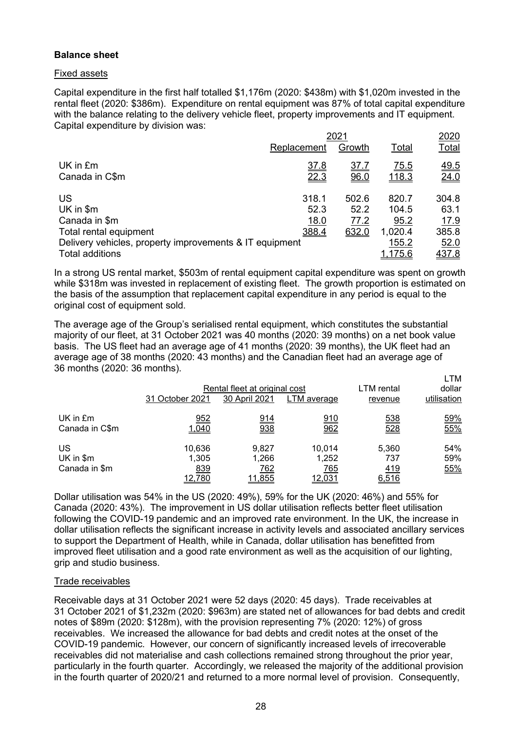**Balance sheet**

Fixed assets

Capital expenditure in the first half totalled $1,176m (2020: $438m) with $1,020m invested in the rental fleet (2020: $386m). Expenditure on rental equipment was 87% of total capital expenditure with the balance relating to the delivery vehicle fleet, property improvements and IT equipment. Capital expenditure by division was:

| | 2021 | | | 2020 |
|---|---|---|---|---|
| | Replacement | Growth | Total | Total |
| UK in £m | 37.8 | 37.7 | 75.5 | 49.5 |
| Canada in C$m | 22.3 | 96.0 | 118.3 | 24.0 |
| US | 318.1 | 502.6 | 820.7 | 304.8 |
| UK in $m | 52.3 | 52.2 | 104.5 | 63.1 |
| Canada in $m | 18.0 | 77.2 | 95.2 | 17.9 |
| Total rental equipment | 388.4 | 632.0 | 1,020.4 | 385.8 |
| Delivery vehicles, property improvements & IT equipment | | | 155.2 | 52.0 |
| Total additions | | | 1,175.6 | 437.8 |

In a strong US rental market, $503m of rental equipment capital expenditure was spent on growth while $318m was invested in replacement of existing fleet. The growth proportion is estimated on the basis of the assumption that replacement capital expenditure in any period is equal to the original cost of equipment sold.

The average age of the Group's serialised rental equipment, which constitutes the substantial majority of our fleet, at 31 October 2021 was 40 months (2020: 39 months) on a net book value basis. The US fleet had an average age of 41 months (2020: 39 months), the UK fleet had an average age of 38 months (2020: 43 months) and the Canadian fleet had an average age of 36 months (2020: 36 months).

| | Rental fleet at original cost | | | LTM rental | LTM dollar |
|---|---|---|---|---|---|
| | 31 October 2021 | 30 April 2021 | LTM average | revenue | utilisation |
| UK in £m | 952 | 914 | 910 | 538 | 59% |
| Canada in C$m | 1,040 | 938 | 962 | 528 | 55% |
| US | 10,636 | 9,827 | 10,014 | 5,360 | 54% |
| UK in $m | 1,305 | 1,266 | 1,252 | 737 | 59% |
| Canada in $m | 839 | 762 | 765 | 419 | 55% |
| | 12,780 | 11,855 | 12,031 | 6,516 | |

Dollar utilisation was 54% in the US (2020: 49%), 59% for the UK (2020: 46%) and 55% for Canada (2020: 43%). The improvement in US dollar utilisation reflects better fleet utilisation following the COVID-19 pandemic and an improved rate environment. In the UK, the increase in dollar utilisation reflects the significant increase in activity levels and associated ancillary services to support the Department of Health, while in Canada, dollar utilisation has benefitted from improved fleet utilisation and a good rate environment as well as the acquisition of our lighting, grip and studio business.

Trade receivables

Receivable days at 31 October 2021 were 52 days (2020: 45 days). Trade receivables at 31 October 2021 of $1,232m (2020: $963m) are stated net of allowances for bad debts and credit notes of $89m (2020: $128m), with the provision representing 7% (2020: 12%) of gross receivables. We increased the allowance for bad debts and credit notes at the onset of the COVID-19 pandemic. However, our concern of significantly increased levels of irrecoverable receivables did not materialise and cash collections remained strong throughout the prior year, particularly in the fourth quarter. Accordingly, we released the majority of the additional provision in the fourth quarter of 2020/21 and returned to a more normal level of provision. Consequently,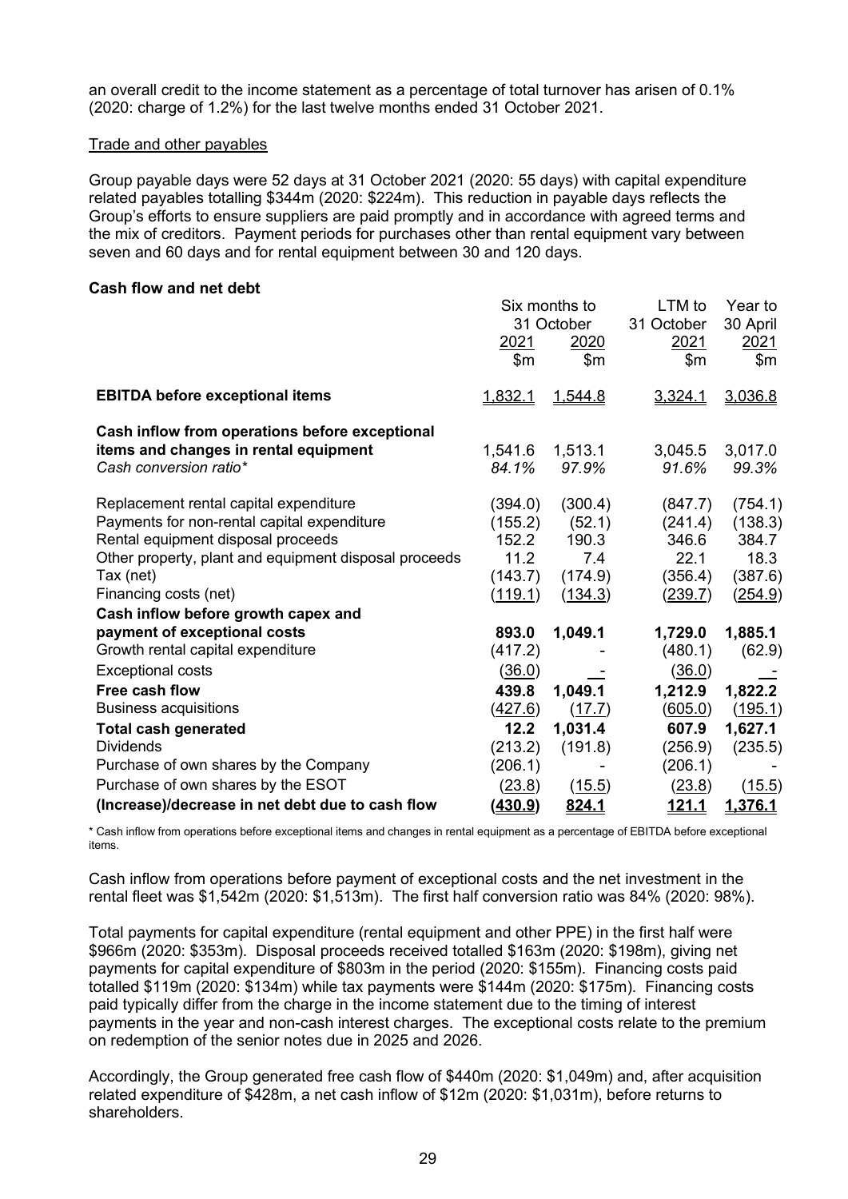an overall credit to the income statement as a percentage of total turnover has arisen of 0.1% (2020: charge of 1.2%) for the last twelve months ended 31 October 2021.

Trade and other payables

Group payable days were 52 days at 31 October 2021 (2020: 55 days) with capital expenditure related payables totalling $344m (2020: $224m). This reduction in payable days reflects the Group's efforts to ensure suppliers are paid promptly and in accordance with agreed terms and the mix of creditors. Payment periods for purchases other than rental equipment vary between seven and 60 days and for rental equipment between 30 and 120 days.

**Cash flow and net debt**

| | Six months to 31 October 2021 | Six months to 31 October 2020 | LTM to 31 October 2021 | Year to 30 April 2021 |
|---|---|---|---|---|
| | $m | $m | $m | $m |
| **EBITDA before exceptional items** | 1,832.1 | 1,544.8 | 3,324.1 | 3,036.8 |
| **Cash inflow from operations before exceptional items and changes in rental equipment** | 1,541.6 | 1,513.1 | 3,045.5 | 3,017.0 |
| *Cash conversion ratio** | *84.1%* | *97.9%* | *91.6%* | *99.3%* |
| Replacement rental capital expenditure | (394.0) | (300.4) | (847.7) | (754.1) |
| Payments for non-rental capital expenditure | (155.2) | (52.1) | (241.4) | (138.3) |
| Rental equipment disposal proceeds | 152.2 | 190.3 | 346.6 | 384.7 |
| Other property, plant and equipment disposal proceeds | 11.2 | 7.4 | 22.1 | 18.3 |
| Tax (net) | (143.7) | (174.9) | (356.4) | (387.6) |
| Financing costs (net) | (119.1) | (134.3) | (239.7) | (254.9) |
| **Cash inflow before growth capex and payment of exceptional costs** | **893.0** | **1,049.1** | **1,729.0** | **1,885.1** |
| Growth rental capital expenditure | (417.2) | - | (480.1) | (62.9) |
| Exceptional costs | (36.0) | - | (36.0) | - |
| **Free cash flow** | **439.8** | **1,049.1** | **1,212.9** | **1,822.2** |
| Business acquisitions | (427.6) | (17.7) | (605.0) | (195.1) |
| **Total cash generated** | **12.2** | **1,031.4** | **607.9** | **1,627.1** |
| Dividends | (213.2) | (191.8) | (256.9) | (235.5) |
| Purchase of own shares by the Company | (206.1) | - | (206.1) | - |
| Purchase of own shares by the ESOT | (23.8) | (15.5) | (23.8) | (15.5) |
| **(Increase)/decrease in net debt due to cash flow** | **(430.9)** | **824.1** | **121.1** | **1,376.1** |

* Cash inflow from operations before exceptional items and changes in rental equipment as a percentage of EBITDA before exceptional items.

Cash inflow from operations before payment of exceptional costs and the net investment in the rental fleet was $1,542m (2020: $1,513m). The first half conversion ratio was 84% (2020: 98%).

Total payments for capital expenditure (rental equipment and other PPE) in the first half were $966m (2020: $353m). Disposal proceeds received totalled $163m (2020: $198m), giving net payments for capital expenditure of $803m in the period (2020: $155m). Financing costs paid totalled $119m (2020: $134m) while tax payments were $144m (2020: $175m). Financing costs paid typically differ from the charge in the income statement due to the timing of interest payments in the year and non-cash interest charges. The exceptional costs relate to the premium on redemption of the senior notes due in 2025 and 2026.

Accordingly, the Group generated free cash flow of $440m (2020: $1,049m) and, after acquisition related expenditure of $428m, a net cash inflow of $12m (2020: $1,031m), before returns to shareholders.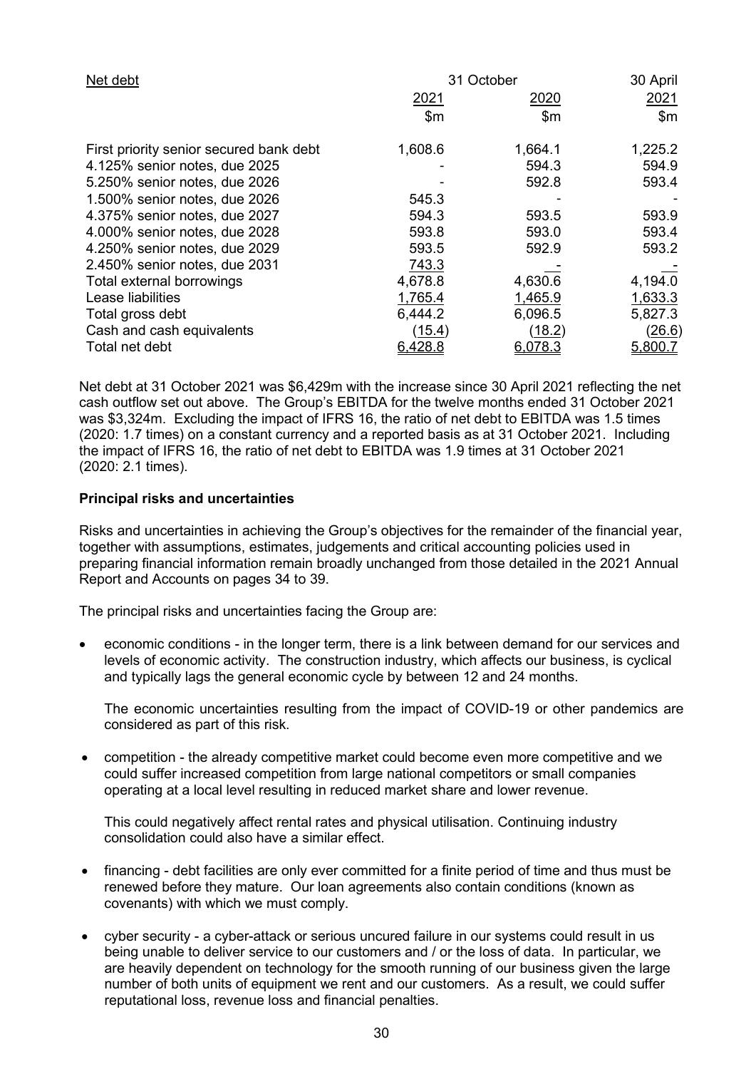| Net debt | 31 October 2021 | 31 October 2020 | 30 April 2021 |
|---|---|---|---|
| | $m | $m | $m |
| First priority senior secured bank debt | 1,608.6 | 1,664.1 | 1,225.2 |
| 4.125% senior notes, due 2025 | - | 594.3 | 594.9 |
| 5.250% senior notes, due 2026 | - | 592.8 | 593.4 |
| 1.500% senior notes, due 2026 | 545.3 | - | - |
| 4.375% senior notes, due 2027 | 594.3 | 593.5 | 593.9 |
| 4.000% senior notes, due 2028 | 593.8 | 593.0 | 593.4 |
| 4.250% senior notes, due 2029 | 593.5 | 592.9 | 593.2 |
| 2.450% senior notes, due 2031 | 743.3 | - | - |
| Total external borrowings | 4,678.8 | 4,630.6 | 4,194.0 |
| Lease liabilities | 1,765.4 | 1,465.9 | 1,633.3 |
| Total gross debt | 6,444.2 | 6,096.5 | 5,827.3 |
| Cash and cash equivalents | (15.4) | (18.2) | (26.6) |
| Total net debt | 6,428.8 | 6,078.3 | 5,800.7 |

Net debt at 31 October 2021 was $6,429m with the increase since 30 April 2021 reflecting the net cash outflow set out above. The Group's EBITDA for the twelve months ended 31 October 2021 was $3,324m. Excluding the impact of IFRS 16, the ratio of net debt to EBITDA was 1.5 times (2020: 1.7 times) on a constant currency and a reported basis as at 31 October 2021. Including the impact of IFRS 16, the ratio of net debt to EBITDA was 1.9 times at 31 October 2021 (2020: 2.1 times).

**Principal risks and uncertainties**

Risks and uncertainties in achieving the Group's objectives for the remainder of the financial year, together with assumptions, estimates, judgements and critical accounting policies used in preparing financial information remain broadly unchanged from those detailed in the 2021 Annual Report and Accounts on pages 34 to 39.

The principal risks and uncertainties facing the Group are:

- economic conditions - in the longer term, there is a link between demand for our services and levels of economic activity. The construction industry, which affects our business, is cyclical and typically lags the general economic cycle by between 12 and 24 months.

  The economic uncertainties resulting from the impact of COVID-19 or other pandemics are considered as part of this risk.

- competition - the already competitive market could become even more competitive and we could suffer increased competition from large national competitors or small companies operating at a local level resulting in reduced market share and lower revenue.

  This could negatively affect rental rates and physical utilisation. Continuing industry consolidation could also have a similar effect.

- financing - debt facilities are only ever committed for a finite period of time and thus must be renewed before they mature. Our loan agreements also contain conditions (known as covenants) with which we must comply.

- cyber security - a cyber-attack or serious uncured failure in our systems could result in us being unable to deliver service to our customers and / or the loss of data. In particular, we are heavily dependent on technology for the smooth running of our business given the large number of both units of equipment we rent and our customers. As a result, we could suffer reputational loss, revenue loss and financial penalties.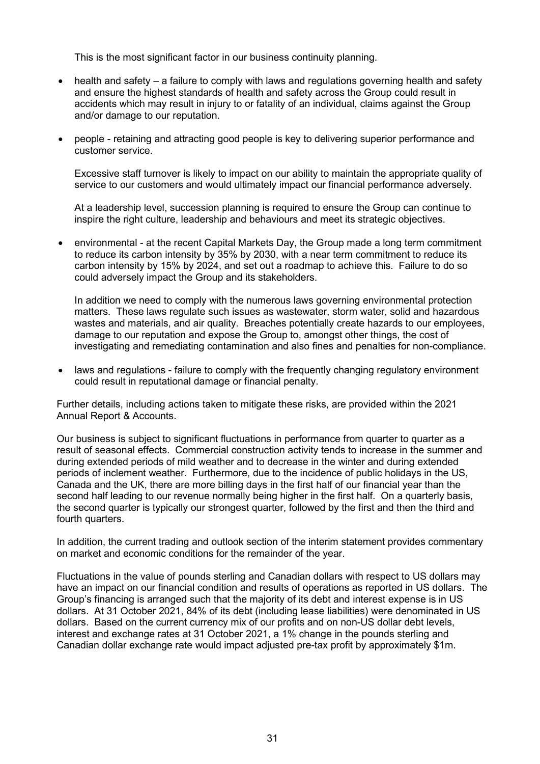This is the most significant factor in our business continuity planning.

- health and safety – a failure to comply with laws and regulations governing health and safety and ensure the highest standards of health and safety across the Group could result in accidents which may result in injury to or fatality of an individual, claims against the Group and/or damage to our reputation.

- people - retaining and attracting good people is key to delivering superior performance and customer service.

  Excessive staff turnover is likely to impact on our ability to maintain the appropriate quality of service to our customers and would ultimately impact our financial performance adversely.

  At a leadership level, succession planning is required to ensure the Group can continue to inspire the right culture, leadership and behaviours and meet its strategic objectives.

- environmental - at the recent Capital Markets Day, the Group made a long term commitment to reduce its carbon intensity by 35% by 2030, with a near term commitment to reduce its carbon intensity by 15% by 2024, and set out a roadmap to achieve this. Failure to do so could adversely impact the Group and its stakeholders.

  In addition we need to comply with the numerous laws governing environmental protection matters. These laws regulate such issues as wastewater, storm water, solid and hazardous wastes and materials, and air quality. Breaches potentially create hazards to our employees, damage to our reputation and expose the Group to, amongst other things, the cost of investigating and remediating contamination and also fines and penalties for non-compliance.

- laws and regulations - failure to comply with the frequently changing regulatory environment could result in reputational damage or financial penalty.

Further details, including actions taken to mitigate these risks, are provided within the 2021 Annual Report & Accounts.

Our business is subject to significant fluctuations in performance from quarter to quarter as a result of seasonal effects. Commercial construction activity tends to increase in the summer and during extended periods of mild weather and to decrease in the winter and during extended periods of inclement weather. Furthermore, due to the incidence of public holidays in the US, Canada and the UK, there are more billing days in the first half of our financial year than the second half leading to our revenue normally being higher in the first half. On a quarterly basis, the second quarter is typically our strongest quarter, followed by the first and then the third and fourth quarters.

In addition, the current trading and outlook section of the interim statement provides commentary on market and economic conditions for the remainder of the year.

Fluctuations in the value of pounds sterling and Canadian dollars with respect to US dollars may have an impact on our financial condition and results of operations as reported in US dollars. The Group's financing is arranged such that the majority of its debt and interest expense is in US dollars. At 31 October 2021, 84% of its debt (including lease liabilities) were denominated in US dollars. Based on the current currency mix of our profits and on non-US dollar debt levels, interest and exchange rates at 31 October 2021, a 1% change in the pounds sterling and Canadian dollar exchange rate would impact adjusted pre-tax profit by approximately $1m.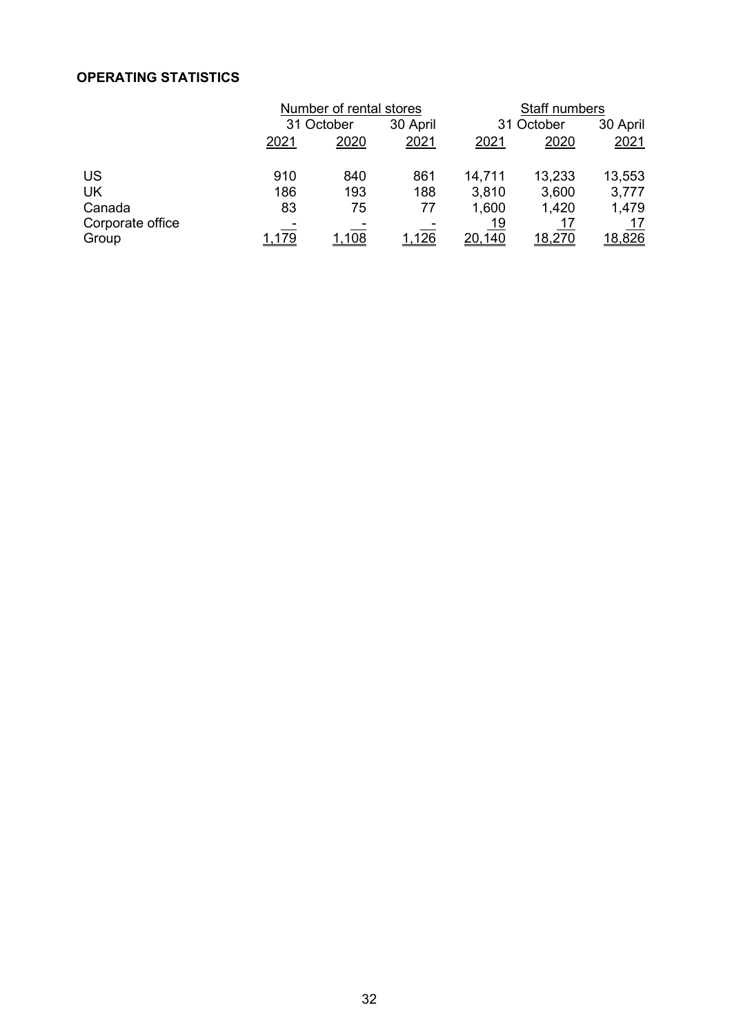## OPERATING STATISTICS

| | Number of rental stores | | | Staff numbers | | |
|---|---|---|---|---|---|---|
| | 31 October | | 30 April | 31 October | | 30 April |
| | 2021 | 2020 | 2021 | 2021 | 2020 | 2021 |
| US | 910 | 840 | 861 | 14,711 | 13,233 | 13,553 |
| UK | 186 | 193 | 188 | 3,810 | 3,600 | 3,777 |
| Canada | 83 | 75 | 77 | 1,600 | 1,420 | 1,479 |
| Corporate office | - | - | - | 19 | 17 | 17 |
| Group | 1,179 | 1,108 | 1,126 | 20,140 | 18,270 | 18,826 |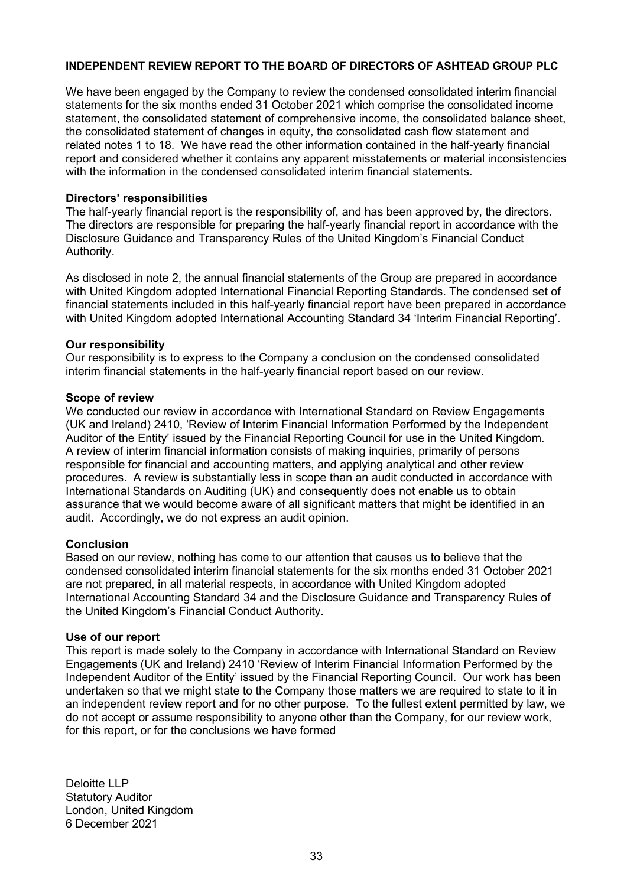**INDEPENDENT REVIEW REPORT TO THE BOARD OF DIRECTORS OF ASHTEAD GROUP PLC**

We have been engaged by the Company to review the condensed consolidated interim financial statements for the six months ended 31 October 2021 which comprise the consolidated income statement, the consolidated statement of comprehensive income, the consolidated balance sheet, the consolidated statement of changes in equity, the consolidated cash flow statement and related notes 1 to 18. We have read the other information contained in the half-yearly financial report and considered whether it contains any apparent misstatements or material inconsistencies with the information in the condensed consolidated interim financial statements.

**Directors' responsibilities**

The half-yearly financial report is the responsibility of, and has been approved by, the directors. The directors are responsible for preparing the half-yearly financial report in accordance with the Disclosure Guidance and Transparency Rules of the United Kingdom's Financial Conduct Authority.

As disclosed in note 2, the annual financial statements of the Group are prepared in accordance with United Kingdom adopted International Financial Reporting Standards. The condensed set of financial statements included in this half-yearly financial report have been prepared in accordance with United Kingdom adopted International Accounting Standard 34 'Interim Financial Reporting'.

**Our responsibility**

Our responsibility is to express to the Company a conclusion on the condensed consolidated interim financial statements in the half-yearly financial report based on our review.

**Scope of review**

We conducted our review in accordance with International Standard on Review Engagements (UK and Ireland) 2410, 'Review of Interim Financial Information Performed by the Independent Auditor of the Entity' issued by the Financial Reporting Council for use in the United Kingdom. A review of interim financial information consists of making inquiries, primarily of persons responsible for financial and accounting matters, and applying analytical and other review procedures. A review is substantially less in scope than an audit conducted in accordance with International Standards on Auditing (UK) and consequently does not enable us to obtain assurance that we would become aware of all significant matters that might be identified in an audit. Accordingly, we do not express an audit opinion.

**Conclusion**

Based on our review, nothing has come to our attention that causes us to believe that the condensed consolidated interim financial statements for the six months ended 31 October 2021 are not prepared, in all material respects, in accordance with United Kingdom adopted International Accounting Standard 34 and the Disclosure Guidance and Transparency Rules of the United Kingdom's Financial Conduct Authority.

**Use of our report**

This report is made solely to the Company in accordance with International Standard on Review Engagements (UK and Ireland) 2410 'Review of Interim Financial Information Performed by the Independent Auditor of the Entity' issued by the Financial Reporting Council. Our work has been undertaken so that we might state to the Company those matters we are required to state to it in an independent review report and for no other purpose. To the fullest extent permitted by law, we do not accept or assume responsibility to anyone other than the Company, for our review work, for this report, or for the conclusions we have formed

Deloitte LLP
Statutory Auditor
London, United Kingdom
6 December 2021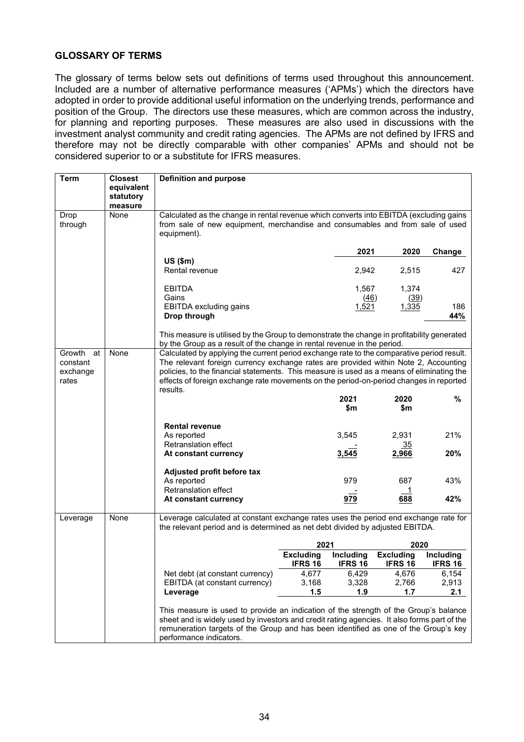## GLOSSARY OF TERMS

The glossary of terms below sets out definitions of terms used throughout this announcement. Included are a number of alternative performance measures ('APMs') which the directors have adopted in order to provide additional useful information on the underlying trends, performance and position of the Group. The directors use these measures, which are common across the industry, for planning and reporting purposes. These measures are also used in discussions with the investment analyst community and credit rating agencies. The APMs are not defined by IFRS and therefore may not be directly comparable with other companies' APMs and should not be considered superior to or a substitute for IFRS measures.

| Term | Closest equivalent statutory measure | Definition and purpose |
|---|---|---|
| Drop through | None | Calculated as the change in rental revenue which converts into EBITDA (excluding gains from sale of new equipment, merchandise and consumables and from sale of used equipment). |

| US ($m) | 2021 | 2020 | Change |
|---|---|---|---|
| Rental revenue | 2,942 | 2,515 | 427 |
| EBITDA | 1,567 | 1,374 | |
| Gains | (46) | (39) | |
| EBITDA excluding gains | 1,521 | 1,335 | 186 |
| **Drop through** | | | **44%** |

This measure is utilised by the Group to demonstrate the change in profitability generated by the Group as a result of the change in rental revenue in the period.

| Term | Closest equivalent statutory measure | Definition and purpose |
|---|---|---|
| Growth at constant exchange rates | None | Calculated by applying the current period exchange rate to the comparative period result. The relevant foreign currency exchange rates are provided within Note 2, Accounting policies, to the financial statements. This measure is used as a means of eliminating the effects of foreign exchange rate movements on the period-on-period changes in reported results. |

| | 2021 $m | 2020 $m | % |
|---|---|---|---|
| **Rental revenue** | | | |
| As reported | 3,545 | 2,931 | 21% |
| Retranslation effect | - | 35 | |
| **At constant currency** | **3,545** | **2,966** | **20%** |
| **Adjusted profit before tax** | | | |
| As reported | 979 | 687 | 43% |
| Retranslation effect | - | 1 | |
| **At constant currency** | **979** | **688** | **42%** |

| Term | Closest equivalent statutory measure | Definition and purpose |
|---|---|---|
| Leverage | None | Leverage calculated at constant exchange rates uses the period end exchange rate for the relevant period and is determined as net debt divided by adjusted EBITDA. |

| | 2021 | | 2020 | |
|---|---|---|---|---|
| | **Excluding IFRS 16** | **Including IFRS 16** | **Excluding IFRS 16** | **Including IFRS 16** |
| Net debt (at constant currency) | 4,677 | 6,429 | 4,676 | 6,154 |
| EBITDA (at constant currency) | 3,168 | 3,328 | 2,766 | 2,913 |
| **Leverage** | **1.5** | **1.9** | **1.7** | **2.1** |

This measure is used to provide an indication of the strength of the Group's balance sheet and is widely used by investors and credit rating agencies. It also forms part of the remuneration targets of the Group and has been identified as one of the Group's key performance indicators.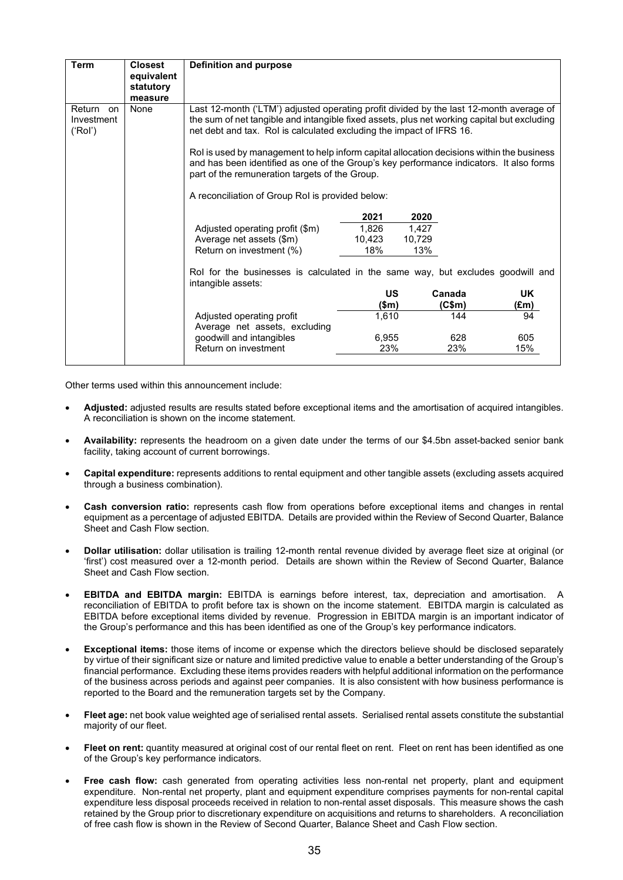| Term | Closest equivalent statutory measure | Definition and purpose |
|---|---|---|
| Return on Investment ('RoI') | None | Last 12-month ('LTM') adjusted operating profit divided by the last 12-month average of the sum of net tangible and intangible fixed assets, plus net working capital but excluding net debt and tax. RoI is calculated excluding the impact of IFRS 16.<br><br>RoI is used by management to help inform capital allocation decisions within the business and has been identified as one of the Group's key performance indicators. It also forms part of the remuneration targets of the Group.<br><br>A reconciliation of Group RoI is provided below: |

| | 2021 | 2020 |
|---|---|---|
| Adjusted operating profit ($m) | 1,826 | 1,427 |
| Average net assets ($m) | 10,423 | 10,729 |
| Return on investment (%) | 18% | 13% |

RoI for the businesses is calculated in the same way, but excludes goodwill and intangible assets:

| | US ($m) | Canada (C$m) | UK (£m) |
|---|---|---|---|
| Adjusted operating profit | 1,610 | 144 | 94 |
| Average net assets, excluding goodwill and intangibles | 6,955 | 628 | 605 |
| Return on investment | 23% | 23% | 15% |

Other terms used within this announcement include:

- **Adjusted:** adjusted results are results stated before exceptional items and the amortisation of acquired intangibles. A reconciliation is shown on the income statement.
- **Availability:** represents the headroom on a given date under the terms of our $4.5bn asset-backed senior bank facility, taking account of current borrowings.
- **Capital expenditure:** represents additions to rental equipment and other tangible assets (excluding assets acquired through a business combination).
- **Cash conversion ratio:** represents cash flow from operations before exceptional items and changes in rental equipment as a percentage of adjusted EBITDA. Details are provided within the Review of Second Quarter, Balance Sheet and Cash Flow section.
- **Dollar utilisation:** dollar utilisation is trailing 12-month rental revenue divided by average fleet size at original (or 'first') cost measured over a 12-month period. Details are shown within the Review of Second Quarter, Balance Sheet and Cash Flow section.
- **EBITDA and EBITDA margin:** EBITDA is earnings before interest, tax, depreciation and amortisation. A reconciliation of EBITDA to profit before tax is shown on the income statement. EBITDA margin is calculated as EBITDA before exceptional items divided by revenue. Progression in EBITDA margin is an important indicator of the Group's performance and this has been identified as one of the Group's key performance indicators.
- **Exceptional items:** those items of income or expense which the directors believe should be disclosed separately by virtue of their significant size or nature and limited predictive value to enable a better understanding of the Group's financial performance. Excluding these items provides readers with helpful additional information on the performance of the business across periods and against peer companies. It is also consistent with how business performance is reported to the Board and the remuneration targets set by the Company.
- **Fleet age:** net book value weighted age of serialised rental assets. Serialised rental assets constitute the substantial majority of our fleet.
- **Fleet on rent:** quantity measured at original cost of our rental fleet on rent. Fleet on rent has been identified as one of the Group's key performance indicators.
- **Free cash flow:** cash generated from operating activities less non-rental net property, plant and equipment expenditure. Non-rental net property, plant and equipment expenditure comprises payments for non-rental capital expenditure less disposal proceeds received in relation to non-rental asset disposals. This measure shows the cash retained by the Group prior to discretionary expenditure on acquisitions and returns to shareholders. A reconciliation of free cash flow is shown in the Review of Second Quarter, Balance Sheet and Cash Flow section.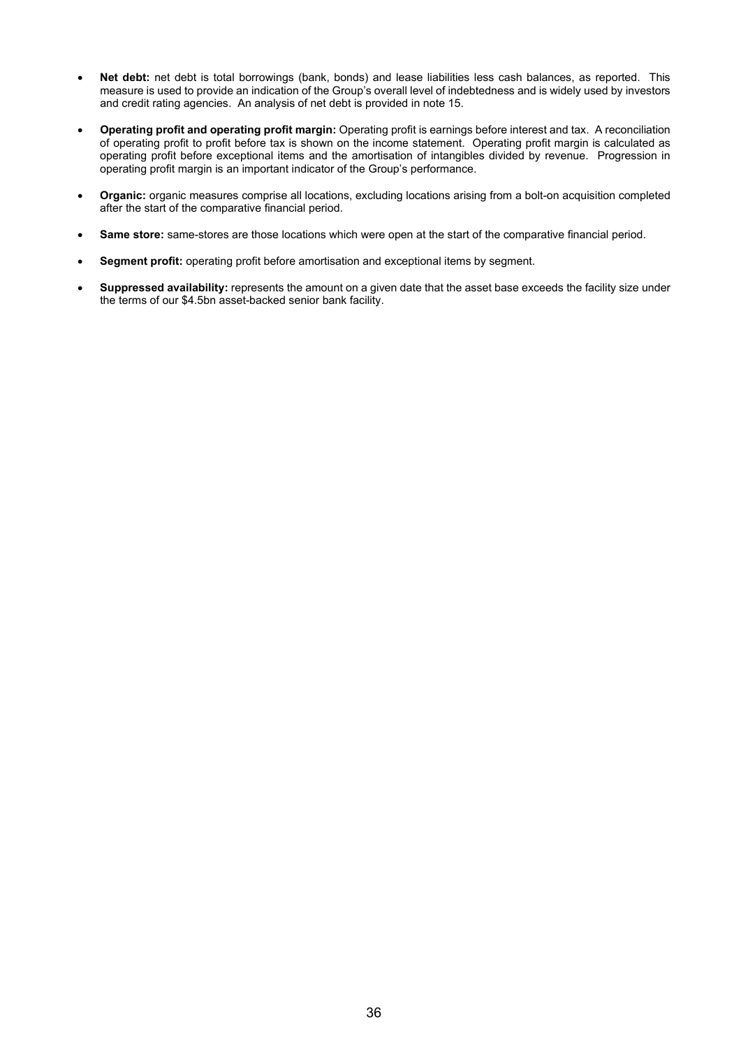- **Net debt:** net debt is total borrowings (bank, bonds) and lease liabilities less cash balances, as reported. This measure is used to provide an indication of the Group's overall level of indebtedness and is widely used by investors and credit rating agencies. An analysis of net debt is provided in note 15.

- **Operating profit and operating profit margin:** Operating profit is earnings before interest and tax. A reconciliation of operating profit to profit before tax is shown on the income statement. Operating profit margin is calculated as operating profit before exceptional items and the amortisation of intangibles divided by revenue. Progression in operating profit margin is an important indicator of the Group's performance.

- **Organic:** organic measures comprise all locations, excluding locations arising from a bolt-on acquisition completed after the start of the comparative financial period.

- **Same store:** same-stores are those locations which were open at the start of the comparative financial period.

- **Segment profit:** operating profit before amortisation and exceptional items by segment.

- **Suppressed availability:** represents the amount on a given date that the asset base exceeds the facility size under the terms of our $4.5bn asset-backed senior bank facility.